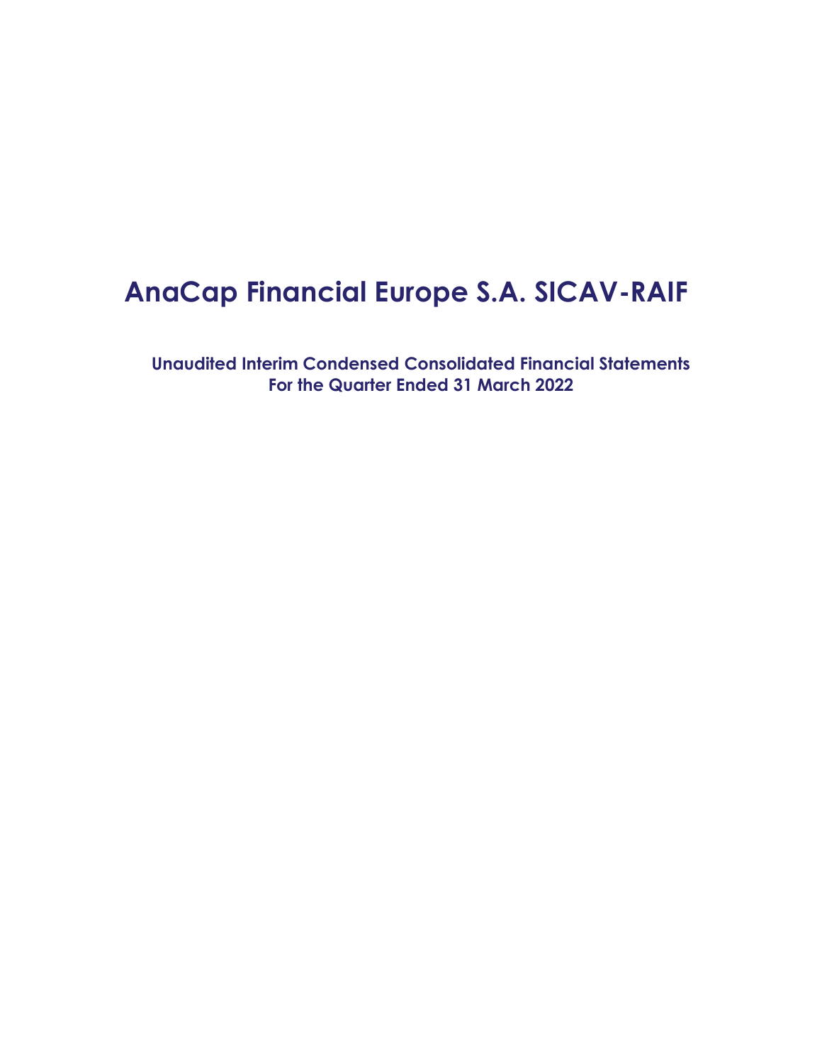# AnaCap Financial Europe S.A. SICAV-RAIF

**Unaudited Interim Condensed Consolidated Financial Statements**
**For the Quarter Ended 31 March 2022**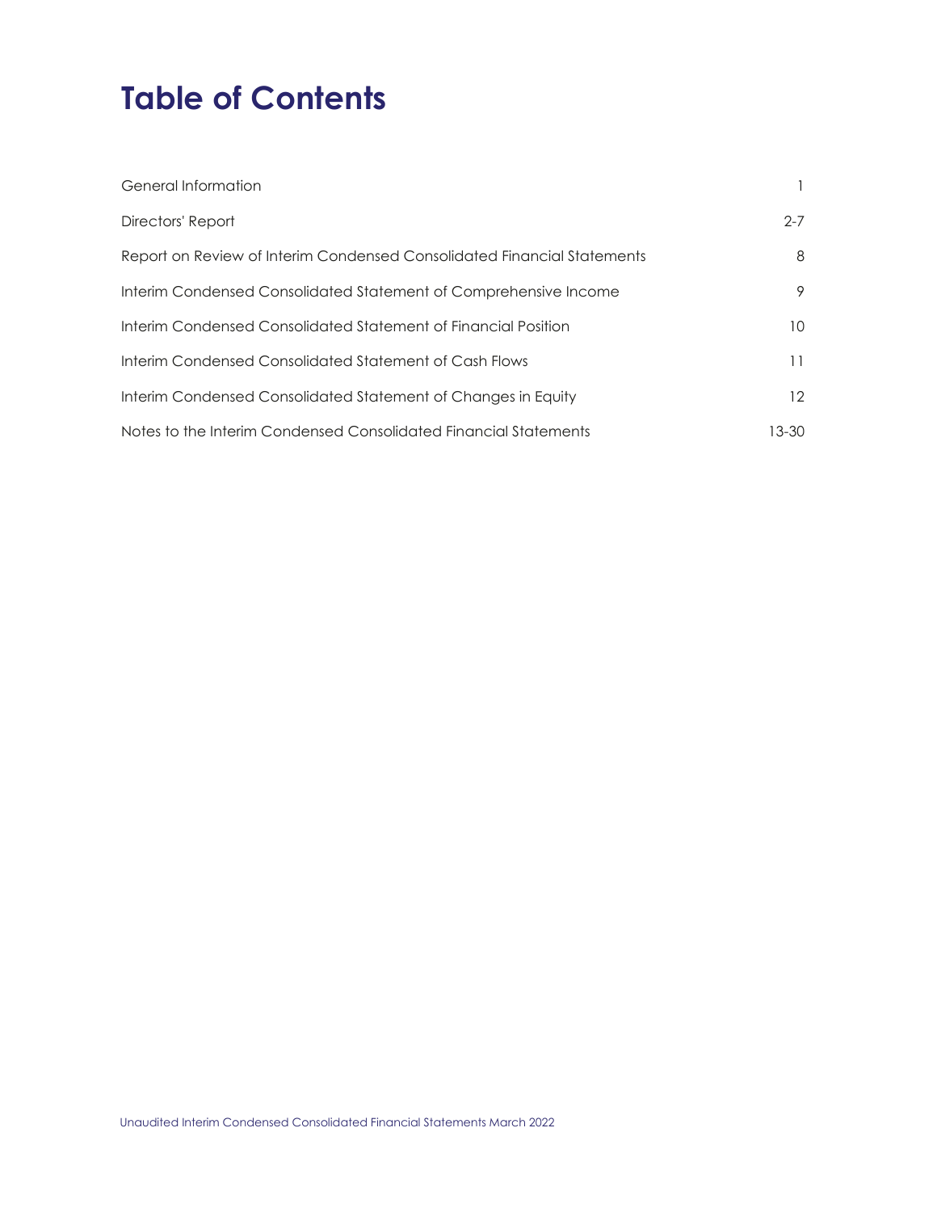# Table of Contents

| | |
|---|---|
| General Information | 1 |
| Directors' Report | 2-7 |
| Report on Review of Interim Condensed Consolidated Financial Statements | 8 |
| Interim Condensed Consolidated Statement of Comprehensive Income | 9 |
| Interim Condensed Consolidated Statement of Financial Position | 10 |
| Interim Condensed Consolidated Statement of Cash Flows | 11 |
| Interim Condensed Consolidated Statement of Changes in Equity | 12 |
| Notes to the Interim Condensed Consolidated Financial Statements | 13-30 |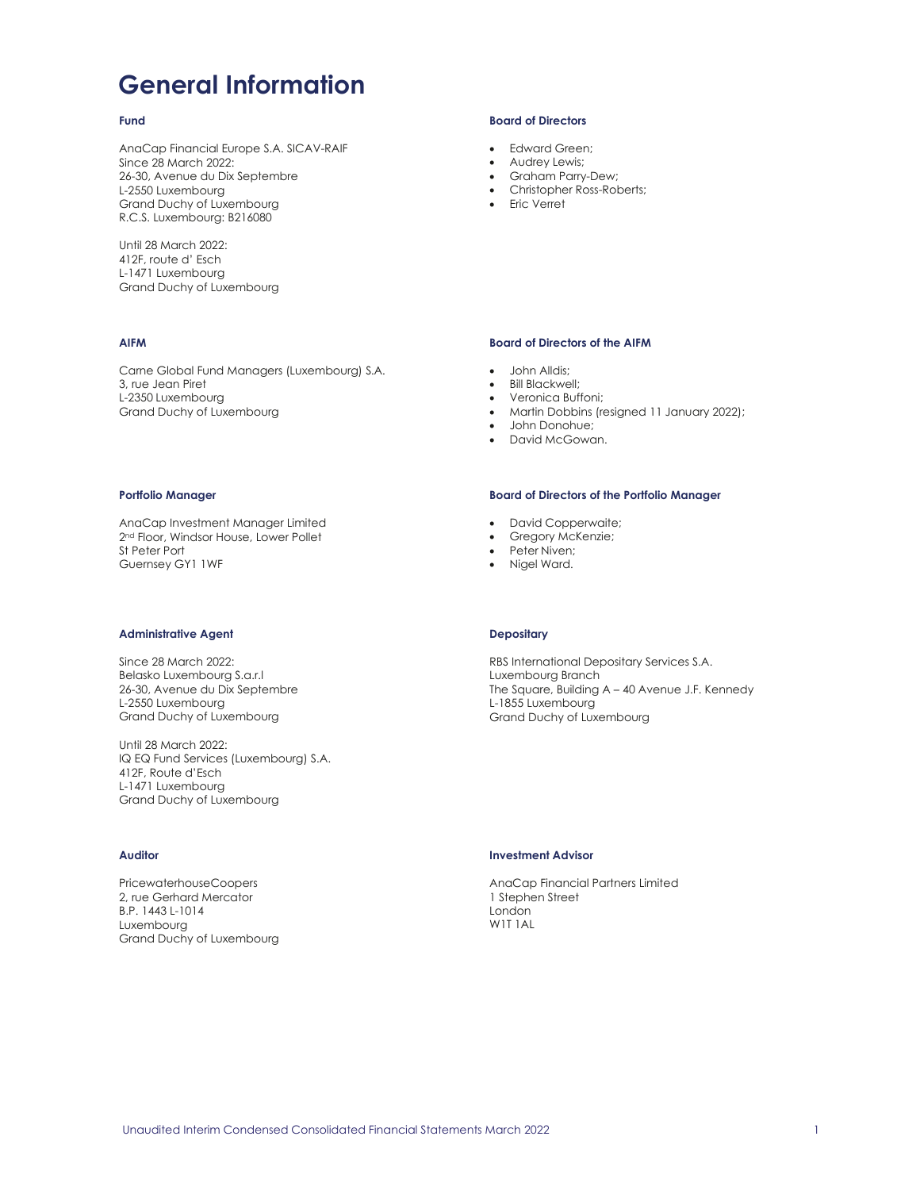# General Information

## Fund

AnaCap Financial Europe S.A. SICAV-RAIF
Since 28 March 2022:
26-30, Avenue du Dix Septembre
L-2550 Luxembourg
Grand Duchy of Luxembourg
R.C.S. Luxembourg: B216080

Until 28 March 2022:
412F, route d' Esch
L-1471 Luxembourg
Grand Duchy of Luxembourg

## Board of Directors

- Edward Green;
- Audrey Lewis;
- Graham Parry-Dew;
- Christopher Ross-Roberts;
- Eric Verret

## AIFM

Carne Global Fund Managers (Luxembourg) S.A.
3, rue Jean Piret
L-2350 Luxembourg
Grand Duchy of Luxembourg

## Board of Directors of the AIFM

- John Alldis;
- Bill Blackwell;
- Veronica Buffoni;
- Martin Dobbins (resigned 11 January 2022);
- John Donohue;
- David McGowan.

## Portfolio Manager

AnaCap Investment Manager Limited
2nd Floor, Windsor House, Lower Pollet
St Peter Port
Guernsey GY1 1WF

## Board of Directors of the Portfolio Manager

- David Copperwaite;
- Gregory McKenzie;
- Peter Niven;
- Nigel Ward.

## Administrative Agent

Since 28 March 2022:
Belasko Luxembourg S.a.r.l
26-30, Avenue du Dix Septembre
L-2550 Luxembourg
Grand Duchy of Luxembourg

Until 28 March 2022:
IQ EQ Fund Services (Luxembourg) S.A.
412F, Route d'Esch
L-1471 Luxembourg
Grand Duchy of Luxembourg

## Depositary

RBS International Depositary Services S.A.
Luxembourg Branch
The Square, Building A – 40 Avenue J.F. Kennedy
L-1855 Luxembourg
Grand Duchy of Luxembourg

## Auditor

PricewaterhouseCoopers
2, rue Gerhard Mercator
B.P. 1443 L-1014
Luxembourg
Grand Duchy of Luxembourg

## Investment Advisor

AnaCap Financial Partners Limited
1 Stephen Street
London
W1T 1AL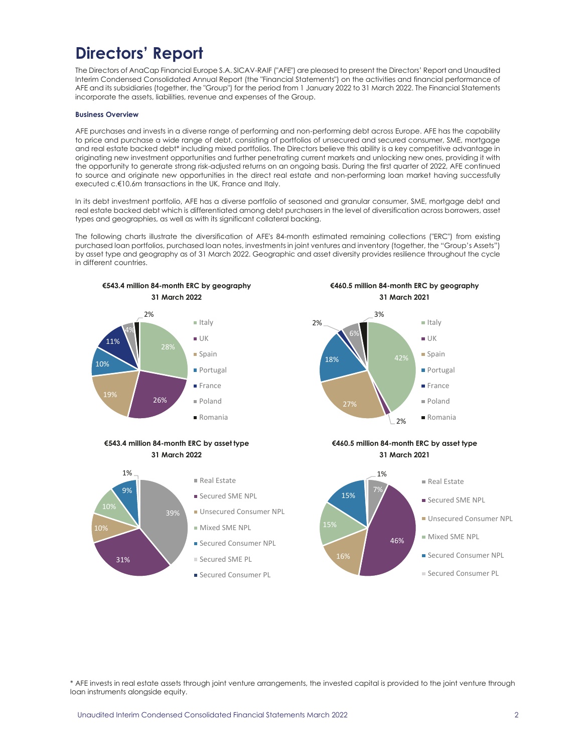# Directors' Report

The Directors of AnaCap Financial Europe S.A. SICAV-RAIF ("AFE") are pleased to present the Directors' Report and Unaudited Interim Condensed Consolidated Annual Report (the "Financial Statements") on the activities and financial performance of AFE and its subsidiaries (together, the "Group") for the period from 1 January 2022 to 31 March 2022. The Financial Statements incorporate the assets, liabilities, revenue and expenses of the Group.

### Business Overview

AFE purchases and invests in a diverse range of performing and non-performing debt across Europe. AFE has the capability to price and purchase a wide range of debt, consisting of portfolios of unsecured and secured consumer, SME, mortgage and real estate backed debt* including mixed portfolios. The Directors believe this ability is a key competitive advantage in originating new investment opportunities and further penetrating current markets and unlocking new ones, providing it with the opportunity to generate strong risk-adjusted returns on an ongoing basis. During the first quarter of 2022, AFE continued to source and originate new opportunities in the direct real estate and non-performing loan market having successfully executed c.€10.6m transactions in the UK, France and Italy.

In its debt investment portfolio, AFE has a diverse portfolio of seasoned and granular consumer, SME, mortgage debt and real estate backed debt which is differentiated among debt purchasers in the level of diversification across borrowers, asset types and geographies, as well as with its significant collateral backing.

The following charts illustrate the diversification of AFE's 84-month estimated remaining collections ("ERC") from existing purchased loan portfolios, purchased loan notes, investments in joint ventures and inventory (together, the "Group's Assets") by asset type and geography as of 31 March 2022. Geographic and asset diversity provides resilience throughout the cycle in different countries.

**€543.4 million 84-month ERC by geography 31 March 2022**

| Country | % |
|---|---|
| Italy | 28% |
| UK | 26% |
| Spain | 19% |
| Portugal | 10% |
| France | 11% |
| Poland | 4% |
| Romania | 2% |

**€460.5 million 84-month ERC by geography 31 March 2021**

| Country | % |
|---|---|
| Italy | 42% |
| UK | 2% |
| Spain | 27% |
| Portugal | 18% |
| France | 2% |
| Poland | 6% |
| Romania | 3% |

**€543.4 million 84-month ERC by asset type 31 March 2022**

| Asset type | % |
|---|---|
| Real Estate | 39% |
| Secured SME NPL | 31% |
| Unsecured Consumer NPL | 10% |
| Mixed SME NPL | 10% |
| Secured Consumer NPL | 9% |
| Secured SME PL | 1% |
| Secured Consumer PL | |

**€460.5 million 84-month ERC by asset type 31 March 2021**

| Asset type | % |
|---|---|
| Real Estate | 7% |
| Secured SME NPL | 46% |
| Unsecured Consumer NPL | 16% |
| Mixed SME NPL | 15% |
| Secured Consumer NPL | 15% |
| Secured Consumer PL | 1% |

\* AFE invests in real estate assets through joint venture arrangements, the invested capital is provided to the joint venture through loan instruments alongside equity.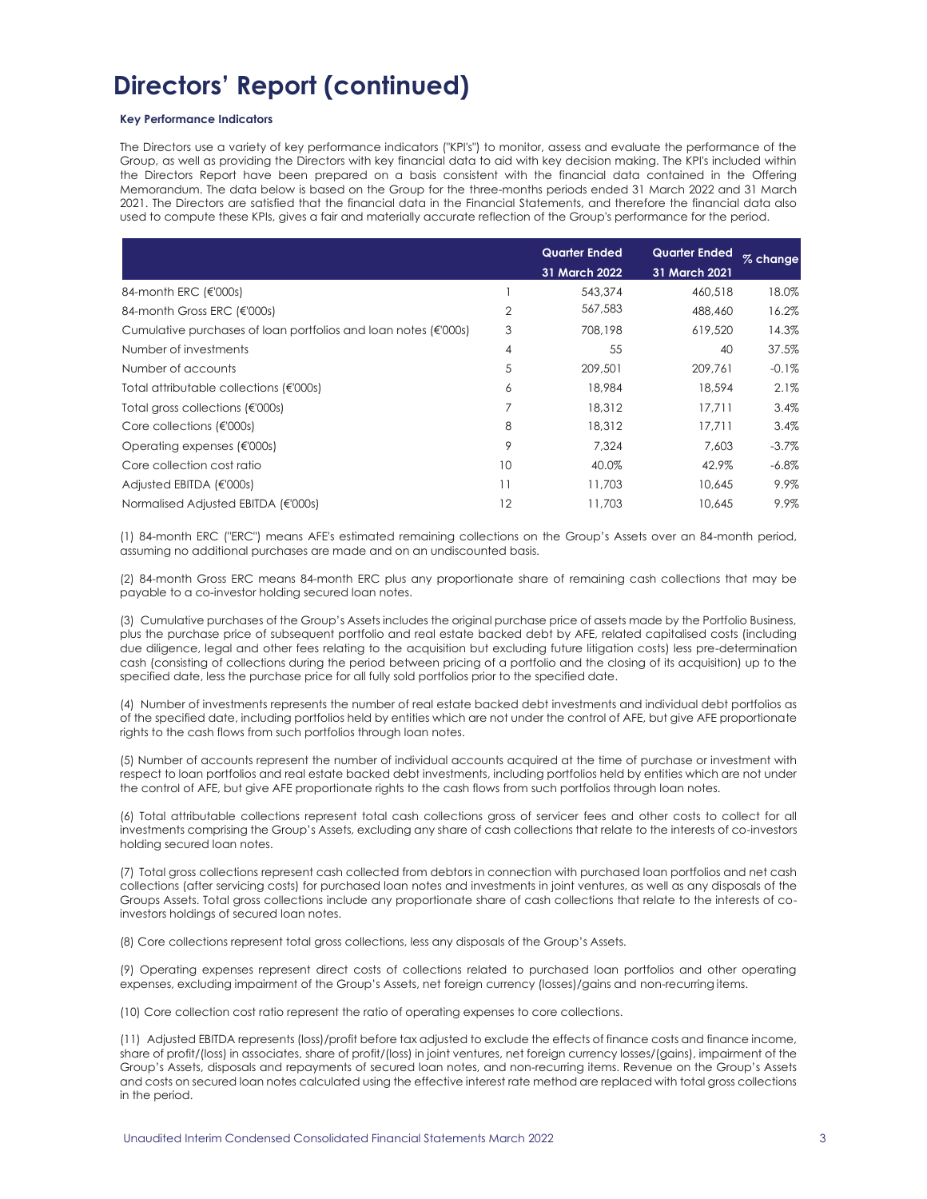# Directors' Report (continued)

**Key Performance Indicators**

The Directors use a variety of key performance indicators ("KPI's") to monitor, assess and evaluate the performance of the Group, as well as providing the Directors with key financial data to aid with key decision making. The KPI's included within the Directors Report have been prepared on a basis consistent with the financial data contained in the Offering Memorandum. The data below is based on the Group for the three-months periods ended 31 March 2022 and 31 March 2021. The Directors are satisfied that the financial data in the Financial Statements, and therefore the financial data also used to compute these KPIs, gives a fair and materially accurate reflection of the Group's performance for the period.

| | | Quarter Ended 31 March 2022 | Quarter Ended 31 March 2021 | % change |
|---|---|---|---|---|
| 84-month ERC (€'000s) | 1 | 543,374 | 460,518 | 18.0% |
| 84-month Gross ERC (€'000s) | 2 | 567,583 | 488,460 | 16.2% |
| Cumulative purchases of loan portfolios and loan notes (€'000s) | 3 | 708,198 | 619,520 | 14.3% |
| Number of investments | 4 | 55 | 40 | 37.5% |
| Number of accounts | 5 | 209,501 | 209,761 | -0.1% |
| Total attributable collections (€'000s) | 6 | 18,984 | 18,594 | 2.1% |
| Total gross collections (€'000s) | 7 | 18,312 | 17,711 | 3.4% |
| Core collections (€'000s) | 8 | 18,312 | 17,711 | 3.4% |
| Operating expenses (€'000s) | 9 | 7,324 | 7,603 | -3.7% |
| Core collection cost ratio | 10 | 40.0% | 42.9% | -6.8% |
| Adjusted EBITDA (€'000s) | 11 | 11,703 | 10,645 | 9.9% |
| Normalised Adjusted EBITDA (€'000s) | 12 | 11,703 | 10,645 | 9.9% |

(1) 84-month ERC ("ERC") means AFE's estimated remaining collections on the Group's Assets over an 84-month period, assuming no additional purchases are made and on an undiscounted basis.

(2) 84-month Gross ERC means 84-month ERC plus any proportionate share of remaining cash collections that may be payable to a co-investor holding secured loan notes.

(3) Cumulative purchases of the Group's Assets includes the original purchase price of assets made by the Portfolio Business, plus the purchase price of subsequent portfolio and real estate backed debt by AFE, related capitalised costs (including due diligence, legal and other fees relating to the acquisition but excluding future litigation costs) less pre-determination cash (consisting of collections during the period between pricing of a portfolio and the closing of its acquisition) up to the specified date, less the purchase price for all fully sold portfolios prior to the specified date.

(4) Number of investments represents the number of real estate backed debt investments and individual debt portfolios as of the specified date, including portfolios held by entities which are not under the control of AFE, but give AFE proportionate rights to the cash flows from such portfolios through loan notes.

(5) Number of accounts represent the number of individual accounts acquired at the time of purchase or investment with respect to loan portfolios and real estate backed debt investments, including portfolios held by entities which are not under the control of AFE, but give AFE proportionate rights to the cash flows from such portfolios through loan notes.

(6) Total attributable collections represent total cash collections gross of servicer fees and other costs to collect for all investments comprising the Group's Assets, excluding any share of cash collections that relate to the interests of co-investors holding secured loan notes.

(7) Total gross collections represent cash collected from debtors in connection with purchased loan portfolios and net cash collections (after servicing costs) for purchased loan notes and investments in joint ventures, as well as any disposals of the Groups Assets. Total gross collections include any proportionate share of cash collections that relate to the interests of co-investors holdings of secured loan notes.

(8) Core collections represent total gross collections, less any disposals of the Group's Assets.

(9) Operating expenses represent direct costs of collections related to purchased loan portfolios and other operating expenses, excluding impairment of the Group's Assets, net foreign currency (losses)/gains and non-recurring items.

(10) Core collection cost ratio represent the ratio of operating expenses to core collections.

(11) Adjusted EBITDA represents (loss)/profit before tax adjusted to exclude the effects of finance costs and finance income, share of profit/(loss) in associates, share of profit/(loss) in joint ventures, net foreign currency losses/(gains), impairment of the Group's Assets, disposals and repayments of secured loan notes, and non-recurring items. Revenue on the Group's Assets and costs on secured loan notes calculated using the effective interest rate method are replaced with total gross collections in the period.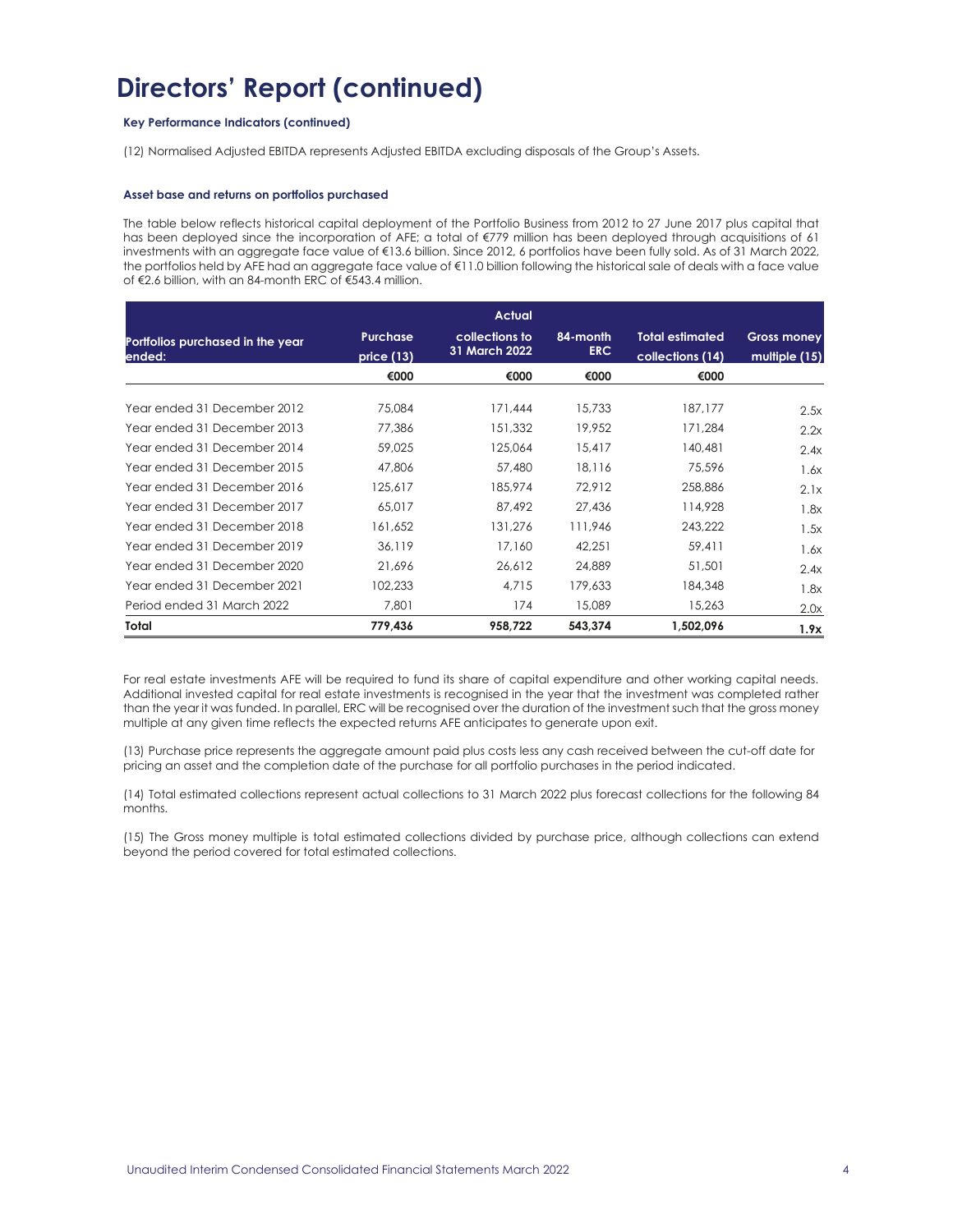# Directors' Report (continued)

**Key Performance Indicators (continued)**

(12) Normalised Adjusted EBITDA represents Adjusted EBITDA excluding disposals of the Group's Assets.

**Asset base and returns on portfolios purchased**

The table below reflects historical capital deployment of the Portfolio Business from 2012 to 27 June 2017 plus capital that has been deployed since the incorporation of AFE; a total of €779 million has been deployed through acquisitions of 61 investments with an aggregate face value of €13.6 billion. Since 2012, 6 portfolios have been fully sold. As of 31 March 2022, the portfolios held by AFE had an aggregate face value of €11.0 billion following the historical sale of deals with a face value of €2.6 billion, with an 84-month ERC of €543.4 million.

| Portfolios purchased in the year ended: | Purchase price (13) | Actual collections to 31 March 2022 | 84-month ERC | Total estimated collections (14) | Gross money multiple (15) |
|---|---|---|---|---|---|
| | €000 | €000 | €000 | €000 | |
| Year ended 31 December 2012 | 75,084 | 171,444 | 15,733 | 187,177 | 2.5x |
| Year ended 31 December 2013 | 77,386 | 151,332 | 19,952 | 171,284 | 2.2x |
| Year ended 31 December 2014 | 59,025 | 125,064 | 15,417 | 140,481 | 2.4x |
| Year ended 31 December 2015 | 47,806 | 57,480 | 18,116 | 75,596 | 1.6x |
| Year ended 31 December 2016 | 125,617 | 185,974 | 72,912 | 258,886 | 2.1x |
| Year ended 31 December 2017 | 65,017 | 87,492 | 27,436 | 114,928 | 1.8x |
| Year ended 31 December 2018 | 161,652 | 131,276 | 111,946 | 243,222 | 1.5x |
| Year ended 31 December 2019 | 36,119 | 17,160 | 42,251 | 59,411 | 1.6x |
| Year ended 31 December 2020 | 21,696 | 26,612 | 24,889 | 51,501 | 2.4x |
| Year ended 31 December 2021 | 102,233 | 4,715 | 179,633 | 184,348 | 1.8x |
| Period ended 31 March 2022 | 7,801 | 174 | 15,089 | 15,263 | 2.0x |
| **Total** | **779,436** | **958,722** | **543,374** | **1,502,096** | **1.9x** |

For real estate investments AFE will be required to fund its share of capital expenditure and other working capital needs. Additional invested capital for real estate investments is recognised in the year that the investment was completed rather than the year it was funded. In parallel, ERC will be recognised over the duration of the investment such that the gross money multiple at any given time reflects the expected returns AFE anticipates to generate upon exit.

(13) Purchase price represents the aggregate amount paid plus costs less any cash received between the cut-off date for pricing an asset and the completion date of the purchase for all portfolio purchases in the period indicated.

(14) Total estimated collections represent actual collections to 31 March 2022 plus forecast collections for the following 84 months.

(15) The Gross money multiple is total estimated collections divided by purchase price, although collections can extend beyond the period covered for total estimated collections.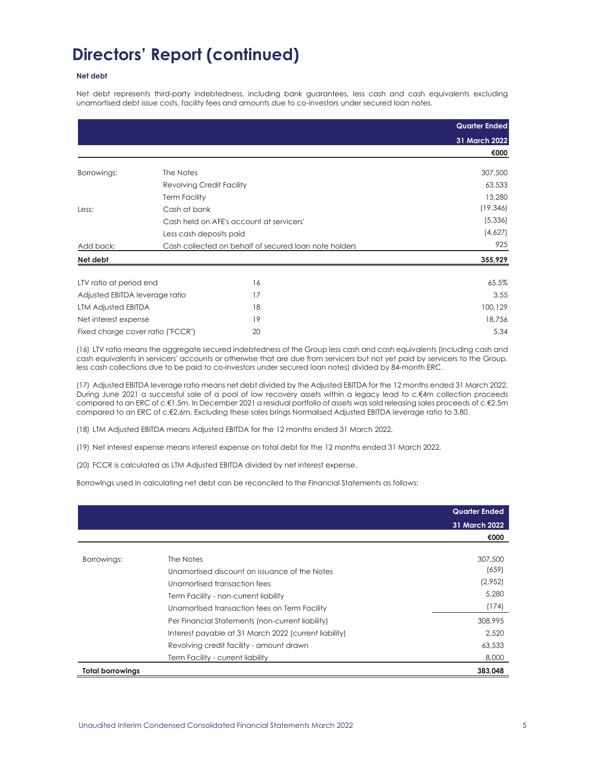# Directors' Report (continued)

**Net debt**

Net debt represents third-party indebtedness, including bank guarantees, less cash and cash equivalents excluding unamortised debt issue costs, facility fees and amounts due to co-investors under secured loan notes.

| | | | Quarter Ended 31 March 2022 |
|---|---|---|---|
| | | | €000 |
| Borrowings: | The Notes | | 307,500 |
| | Revolving Credit Facility | | 63,533 |
| | Term Facility | | 13,280 |
| Less: | Cash at bank | | (19,346) |
| | Cash held on AFE's account at servicers' | | (5,336) |
| | Less cash deposits paid | | (4,627) |
| Add back: | Cash collected on behalf of secured loan note holders | | 925 |
| **Net debt** | | | **355,929** |
| LTV ratio at period end | | 16 | 65.5% |
| Adjusted EBITDA leverage ratio | | 17 | 3.55 |
| LTM Adjusted EBITDA | | 18 | 100,129 |
| Net interest expense | | 19 | 18,756 |
| Fixed charge cover ratio ("FCCR") | | 20 | 5.34 |

(16) LTV ratio means the aggregate secured indebtedness of the Group less cash and cash equivalents (including cash and cash equivalents in servicers' accounts or otherwise that are due from servicers but not yet paid by servicers to the Group, less cash collections due to be paid to co-investors under secured loan notes) divided by 84-month ERC.

(17) Adjusted EBITDA leverage ratio means net debt divided by the Adjusted EBITDA for the 12 months ended 31 March 2022. During June 2021 a successful sale of a pool of low recovery assets within a legacy lead to c.€4m collection proceeds compared to an ERC of c.€1.5m. In December 2021 a residual portfolio of assets was sold releasing sales proceeds of c.€2.5m compared to an ERC of c.€2.6m. Excluding these sales brings Normalised Adjusted EBITDA leverage ratio to 3.80.

(18) LTM Adjusted EBITDA means Adjusted EBITDA for the 12 months ended 31 March 2022.

(19) Net interest expense means interest expense on total debt for the 12 months ended 31 March 2022.

(20) FCCR is calculated as LTM Adjusted EBITDA divided by net interest expense.

Borrowings used in calculating net debt can be reconciled to the Financial Statements as follows:

| | | Quarter Ended 31 March 2022 |
|---|---|---|
| | | €000 |
| Borrowings: | The Notes | 307,500 |
| | Unamortised discount on issuance of the Notes | (659) |
| | Unamortised transaction fees | (2,952) |
| | Term Facility - non-current liability | 5,280 |
| | Unamortised transaction fees on Term Facility | (174) |
| | Per Financial Statements (non-current liability) | 308,995 |
| | Interest payable at 31 March 2022 (current liability) | 2,520 |
| | Revolving credit facility - amount drawn | 63,533 |
| | Term Facility - current liability | 8,000 |
| **Total borrowings** | | **383,048** |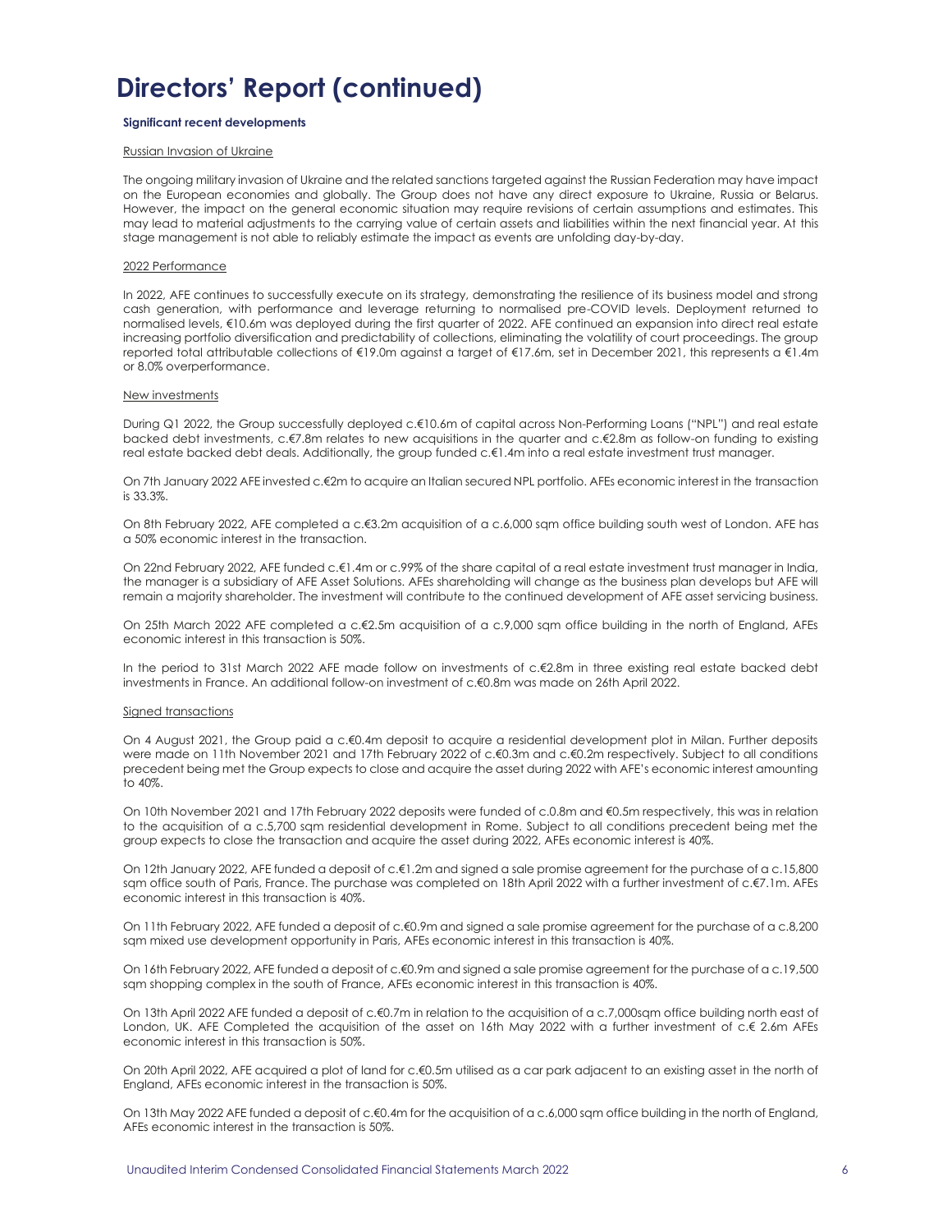# Directors' Report (continued)

**Significant recent developments**

Russian Invasion of Ukraine

The ongoing military invasion of Ukraine and the related sanctions targeted against the Russian Federation may have impact on the European economies and globally. The Group does not have any direct exposure to Ukraine, Russia or Belarus. However, the impact on the general economic situation may require revisions of certain assumptions and estimates. This may lead to material adjustments to the carrying value of certain assets and liabilities within the next financial year. At this stage management is not able to reliably estimate the impact as events are unfolding day-by-day.

2022 Performance

In 2022, AFE continues to successfully execute on its strategy, demonstrating the resilience of its business model and strong cash generation, with performance and leverage returning to normalised pre-COVID levels. Deployment returned to normalised levels, €10.6m was deployed during the first quarter of 2022. AFE continued an expansion into direct real estate increasing portfolio diversification and predictability of collections, eliminating the volatility of court proceedings. The group reported total attributable collections of €19.0m against a target of €17.6m, set in December 2021, this represents a €1.4m or 8.0% overperformance.

New investments

During Q1 2022, the Group successfully deployed c.€10.6m of capital across Non-Performing Loans ("NPL") and real estate backed debt investments, c.€7.8m relates to new acquisitions in the quarter and c.€2.8m as follow-on funding to existing real estate backed debt deals. Additionally, the group funded c.€1.4m into a real estate investment trust manager.

On 7th January 2022 AFE invested c.€2m to acquire an Italian secured NPL portfolio. AFEs economic interest in the transaction is 33.3%.

On 8th February 2022, AFE completed a c.€3.2m acquisition of a c.6,000 sqm office building south west of London. AFE has a 50% economic interest in the transaction.

On 22nd February 2022, AFE funded c.€1.4m or c.99% of the share capital of a real estate investment trust manager in India, the manager is a subsidiary of AFE Asset Solutions. AFEs shareholding will change as the business plan develops but AFE will remain a majority shareholder. The investment will contribute to the continued development of AFE asset servicing business.

On 25th March 2022 AFE completed a c.€2.5m acquisition of a c.9,000 sqm office building in the north of England, AFEs economic interest in this transaction is 50%.

In the period to 31st March 2022 AFE made follow on investments of c.€2.8m in three existing real estate backed debt investments in France. An additional follow-on investment of c.€0.8m was made on 26th April 2022.

Signed transactions

On 4 August 2021, the Group paid a c.€0.4m deposit to acquire a residential development plot in Milan. Further deposits were made on 11th November 2021 and 17th February 2022 of c.€0.3m and c.€0.2m respectively. Subject to all conditions precedent being met the Group expects to close and acquire the asset during 2022 with AFE's economic interest amounting to 40%.

On 10th November 2021 and 17th February 2022 deposits were funded of c.0.8m and €0.5m respectively, this was in relation to the acquisition of a c.5,700 sqm residential development in Rome. Subject to all conditions precedent being met the group expects to close the transaction and acquire the asset during 2022, AFEs economic interest is 40%.

On 12th January 2022, AFE funded a deposit of c.€1.2m and signed a sale promise agreement for the purchase of a c.15,800 sqm office south of Paris, France. The purchase was completed on 18th April 2022 with a further investment of c.€7.1m. AFEs economic interest in this transaction is 40%.

On 11th February 2022, AFE funded a deposit of c.€0.9m and signed a sale promise agreement for the purchase of a c.8,200 sqm mixed use development opportunity in Paris, AFEs economic interest in this transaction is 40%.

On 16th February 2022, AFE funded a deposit of c.€0.9m and signed a sale promise agreement for the purchase of a c.19,500 sqm shopping complex in the south of France, AFEs economic interest in this transaction is 40%.

On 13th April 2022 AFE funded a deposit of c.€0.7m in relation to the acquisition of a c.7,000sqm office building north east of London, UK. AFE Completed the acquisition of the asset on 16th May 2022 with a further investment of c.€ 2.6m AFEs economic interest in this transaction is 50%.

On 20th April 2022, AFE acquired a plot of land for c.€0.5m utilised as a car park adjacent to an existing asset in the north of England, AFEs economic interest in the transaction is 50%.

On 13th May 2022 AFE funded a deposit of c.€0.4m for the acquisition of a c.6,000 sqm office building in the north of England, AFEs economic interest in the transaction is 50%.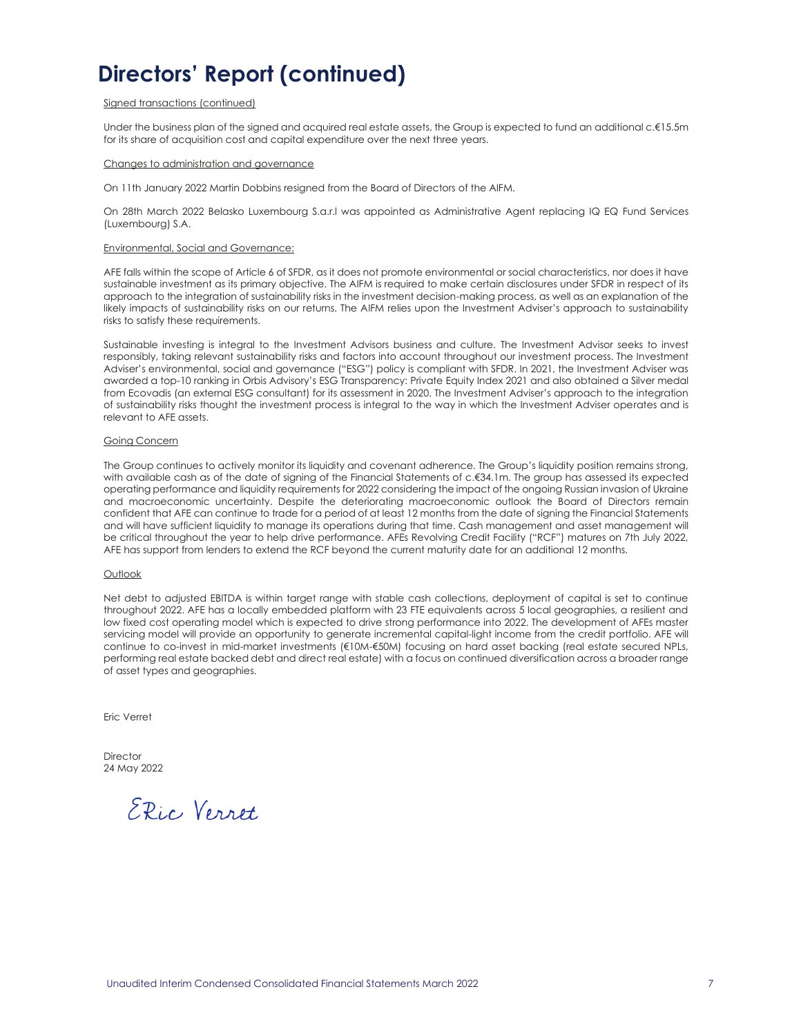# Directors' Report (continued)

Signed transactions (continued)

Under the business plan of the signed and acquired real estate assets, the Group is expected to fund an additional c.€15.5m for its share of acquisition cost and capital expenditure over the next three years.

Changes to administration and governance

On 11th January 2022 Martin Dobbins resigned from the Board of Directors of the AIFM.

On 28th March 2022 Belasko Luxembourg S.a.r.l was appointed as Administrative Agent replacing IQ EQ Fund Services (Luxembourg) S.A.

Environmental, Social and Governance:

AFE falls within the scope of Article 6 of SFDR, as it does not promote environmental or social characteristics, nor does it have sustainable investment as its primary objective. The AIFM is required to make certain disclosures under SFDR in respect of its approach to the integration of sustainability risks in the investment decision-making process, as well as an explanation of the likely impacts of sustainability risks on our returns. The AIFM relies upon the Investment Adviser's approach to sustainability risks to satisfy these requirements.

Sustainable investing is integral to the Investment Advisors business and culture. The Investment Advisor seeks to invest responsibly, taking relevant sustainability risks and factors into account throughout our investment process. The Investment Adviser's environmental, social and governance ("ESG") policy is compliant with SFDR. In 2021, the Investment Adviser was awarded a top-10 ranking in Orbis Advisory's ESG Transparency: Private Equity Index 2021 and also obtained a Silver medal from Ecovadis (an external ESG consultant) for its assessment in 2020. The Investment Adviser's approach to the integration of sustainability risks thought the investment process is integral to the way in which the Investment Adviser operates and is relevant to AFE assets.

Going Concern

The Group continues to actively monitor its liquidity and covenant adherence. The Group's liquidity position remains strong, with available cash as of the date of signing of the Financial Statements of c.€34.1m. The group has assessed its expected operating performance and liquidity requirements for 2022 considering the impact of the ongoing Russian invasion of Ukraine and macroeconomic uncertainty. Despite the deteriorating macroeconomic outlook the Board of Directors remain confident that AFE can continue to trade for a period of at least 12 months from the date of signing the Financial Statements and will have sufficient liquidity to manage its operations during that time. Cash management and asset management will be critical throughout the year to help drive performance. AFEs Revolving Credit Facility ("RCF") matures on 7th July 2022, AFE has support from lenders to extend the RCF beyond the current maturity date for an additional 12 months.

Outlook

Net debt to adjusted EBITDA is within target range with stable cash collections, deployment of capital is set to continue throughout 2022. AFE has a locally embedded platform with 23 FTE equivalents across 5 local geographies, a resilient and low fixed cost operating model which is expected to drive strong performance into 2022. The development of AFEs master servicing model will provide an opportunity to generate incremental capital-light income from the credit portfolio. AFE will continue to co-invest in mid-market investments (€10M-€50M) focusing on hard asset backing (real estate secured NPLs, performing real estate backed debt and direct real estate) with a focus on continued diversification across a broader range of asset types and geographies.

Eric Verret

Director
24 May 2022

Eric Verret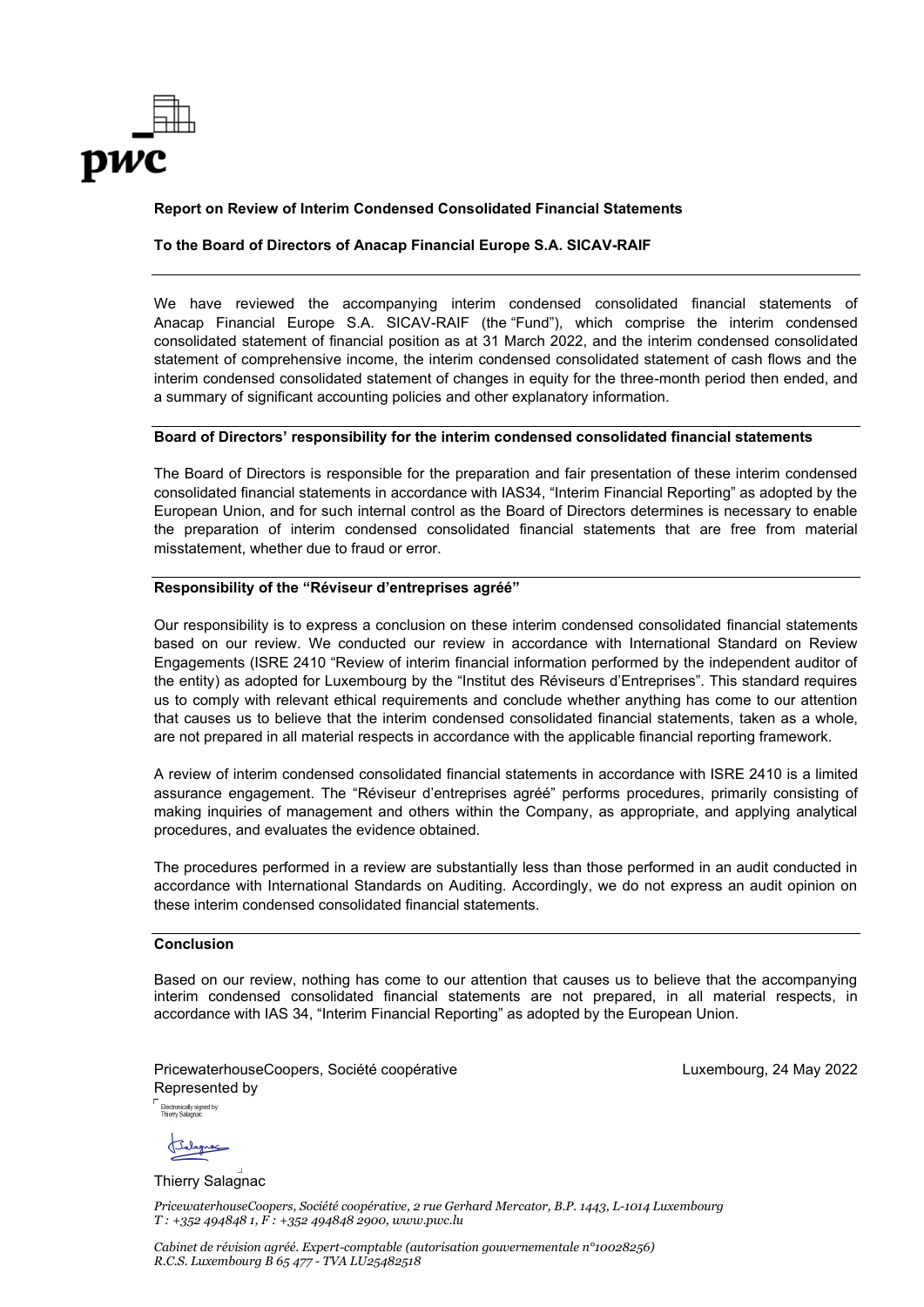**Report on Review of Interim Condensed Consolidated Financial Statements**

**To the Board of Directors of Anacap Financial Europe S.A. SICAV-RAIF**

We have reviewed the accompanying interim condensed consolidated financial statements of Anacap Financial Europe S.A. SICAV-RAIF (the "Fund"), which comprise the interim condensed consolidated statement of financial position as at 31 March 2022, and the interim condensed consolidated statement of comprehensive income, the interim condensed consolidated statement of cash flows and the interim condensed consolidated statement of changes in equity for the three-month period then ended, and a summary of significant accounting policies and other explanatory information.

**Board of Directors' responsibility for the interim condensed consolidated financial statements**

The Board of Directors is responsible for the preparation and fair presentation of these interim condensed consolidated financial statements in accordance with IAS34, "Interim Financial Reporting" as adopted by the European Union, and for such internal control as the Board of Directors determines is necessary to enable the preparation of interim condensed consolidated financial statements that are free from material misstatement, whether due to fraud or error.

**Responsibility of the "Réviseur d'entreprises agréé"**

Our responsibility is to express a conclusion on these interim condensed consolidated financial statements based on our review. We conducted our review in accordance with International Standard on Review Engagements (ISRE 2410 "Review of interim financial information performed by the independent auditor of the entity) as adopted for Luxembourg by the "Institut des Réviseurs d'Entreprises". This standard requires us to comply with relevant ethical requirements and conclude whether anything has come to our attention that causes us to believe that the interim condensed consolidated financial statements, taken as a whole, are not prepared in all material respects in accordance with the applicable financial reporting framework.

A review of interim condensed consolidated financial statements in accordance with ISRE 2410 is a limited assurance engagement. The "Réviseur d'entreprises agréé" performs procedures, primarily consisting of making inquiries of management and others within the Company, as appropriate, and applying analytical procedures, and evaluates the evidence obtained.

The procedures performed in a review are substantially less than those performed in an audit conducted in accordance with International Standards on Auditing. Accordingly, we do not express an audit opinion on these interim condensed consolidated financial statements.

**Conclusion**

Based on our review, nothing has come to our attention that causes us to believe that the accompanying interim condensed consolidated financial statements are not prepared, in all material respects, in accordance with IAS 34, "Interim Financial Reporting" as adopted by the European Union.

PricewaterhouseCoopers, Société coopérative
Represented by

Luxembourg, 24 May 2022

Electronically signed by: Thierry Salagnac

Thierry Salagnac

*PricewaterhouseCoopers, Société coopérative, 2 rue Gerhard Mercator, B.P. 1443, L-1014 Luxembourg*
*T : +352 494848 1, F : +352 494848 2900, www.pwc.lu*

*Cabinet de révision agréé. Expert-comptable (autorisation gouvernementale n°10028256)*
*R.C.S. Luxembourg B 65 477 - TVA LU25482518*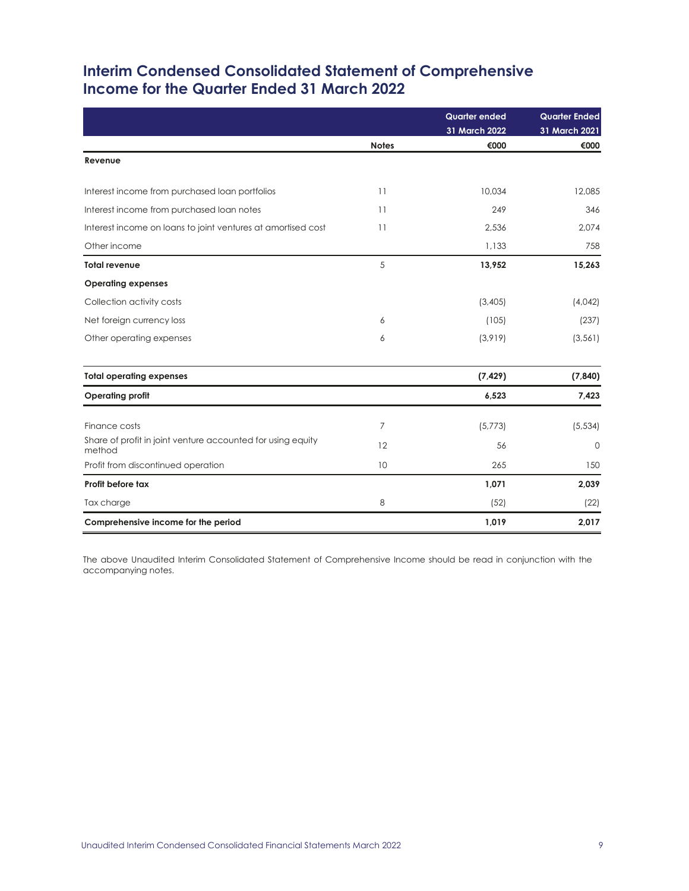# Interim Condensed Consolidated Statement of Comprehensive Income for the Quarter Ended 31 March 2022

| | Notes | Quarter ended 31 March 2022 €000 | Quarter Ended 31 March 2021 €000 |
|---|---|---|---|
| **Revenue** | | | |
| Interest income from purchased loan portfolios | 11 | 10,034 | 12,085 |
| Interest income from purchased loan notes | 11 | 249 | 346 |
| Interest income on loans to joint ventures at amortised cost | 11 | 2,536 | 2,074 |
| Other income | | 1,133 | 758 |
| **Total revenue** | 5 | **13,952** | **15,263** |
| **Operating expenses** | | | |
| Collection activity costs | | (3,405) | (4,042) |
| Net foreign currency loss | 6 | (105) | (237) |
| Other operating expenses | 6 | (3,919) | (3,561) |
| **Total operating expenses** | | **(7,429)** | **(7,840)** |
| **Operating profit** | | **6,523** | **7,423** |
| Finance costs | 7 | (5,773) | (5,534) |
| Share of profit in joint venture accounted for using equity method | 12 | 56 | 0 |
| Profit from discontinued operation | 10 | 265 | 150 |
| **Profit before tax** | | **1,071** | **2,039** |
| Tax charge | 8 | (52) | (22) |
| **Comprehensive income for the period** | | **1,019** | **2,017** |

The above Unaudited Interim Consolidated Statement of Comprehensive Income should be read in conjunction with the accompanying notes.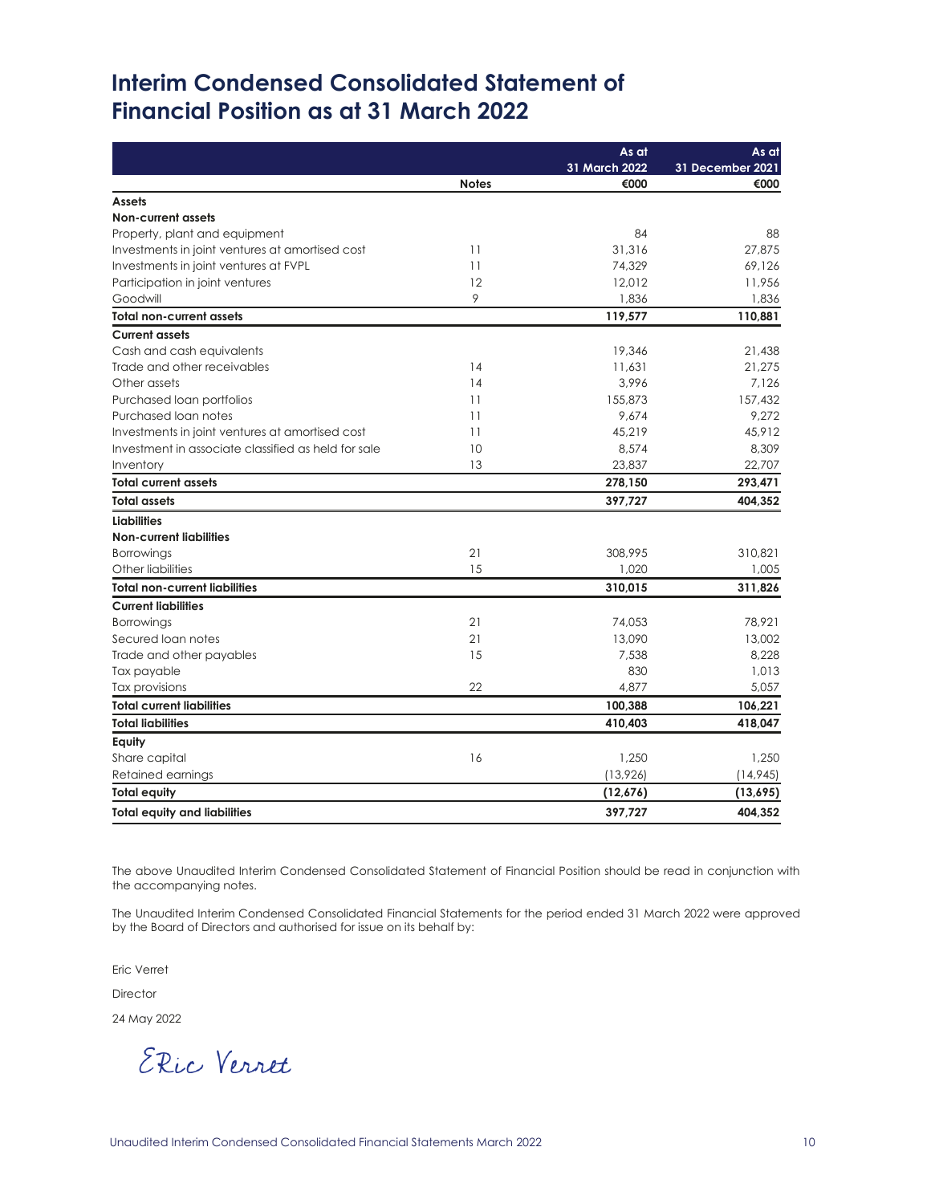# Interim Condensed Consolidated Statement of Financial Position as at 31 March 2022

| | Notes | As at 31 March 2022 €000 | As at 31 December 2021 €000 |
|---|---|---|---|
| **Assets** | | | |
| **Non-current assets** | | | |
| Property, plant and equipment | | 84 | 88 |
| Investments in joint ventures at amortised cost | 11 | 31,316 | 27,875 |
| Investments in joint ventures at FVPL | 11 | 74,329 | 69,126 |
| Participation in joint ventures | 12 | 12,012 | 11,956 |
| Goodwill | 9 | 1,836 | 1,836 |
| **Total non-current assets** | | **119,577** | **110,881** |
| **Current assets** | | | |
| Cash and cash equivalents | | 19,346 | 21,438 |
| Trade and other receivables | 14 | 11,631 | 21,275 |
| Other assets | 14 | 3,996 | 7,126 |
| Purchased loan portfolios | 11 | 155,873 | 157,432 |
| Purchased loan notes | 11 | 9,674 | 9,272 |
| Investments in joint ventures at amortised cost | 11 | 45,219 | 45,912 |
| Investment in associate classified as held for sale | 10 | 8,574 | 8,309 |
| Inventory | 13 | 23,837 | 22,707 |
| **Total current assets** | | **278,150** | **293,471** |
| **Total assets** | | **397,727** | **404,352** |
| **Liabilities** | | | |
| **Non-current liabilities** | | | |
| Borrowings | 21 | 308,995 | 310,821 |
| Other liabilities | 15 | 1,020 | 1,005 |
| **Total non-current liabilities** | | **310,015** | **311,826** |
| **Current liabilities** | | | |
| Borrowings | 21 | 74,053 | 78,921 |
| Secured loan notes | 21 | 13,090 | 13,002 |
| Trade and other payables | 15 | 7,538 | 8,228 |
| Tax payable | | 830 | 1,013 |
| Tax provisions | 22 | 4,877 | 5,057 |
| **Total current liabilities** | | **100,388** | **106,221** |
| **Total liabilities** | | **410,403** | **418,047** |
| **Equity** | | | |
| Share capital | 16 | 1,250 | 1,250 |
| Retained earnings | | (13,926) | (14,945) |
| **Total equity** | | **(12,676)** | **(13,695)** |
| **Total equity and liabilities** | | **397,727** | **404,352** |

The above Unaudited Interim Condensed Consolidated Statement of Financial Position should be read in conjunction with the accompanying notes.

The Unaudited Interim Condensed Consolidated Financial Statements for the period ended 31 March 2022 were approved by the Board of Directors and authorised for issue on its behalf by:

Eric Verret

Director

24 May 2022

Eric Verret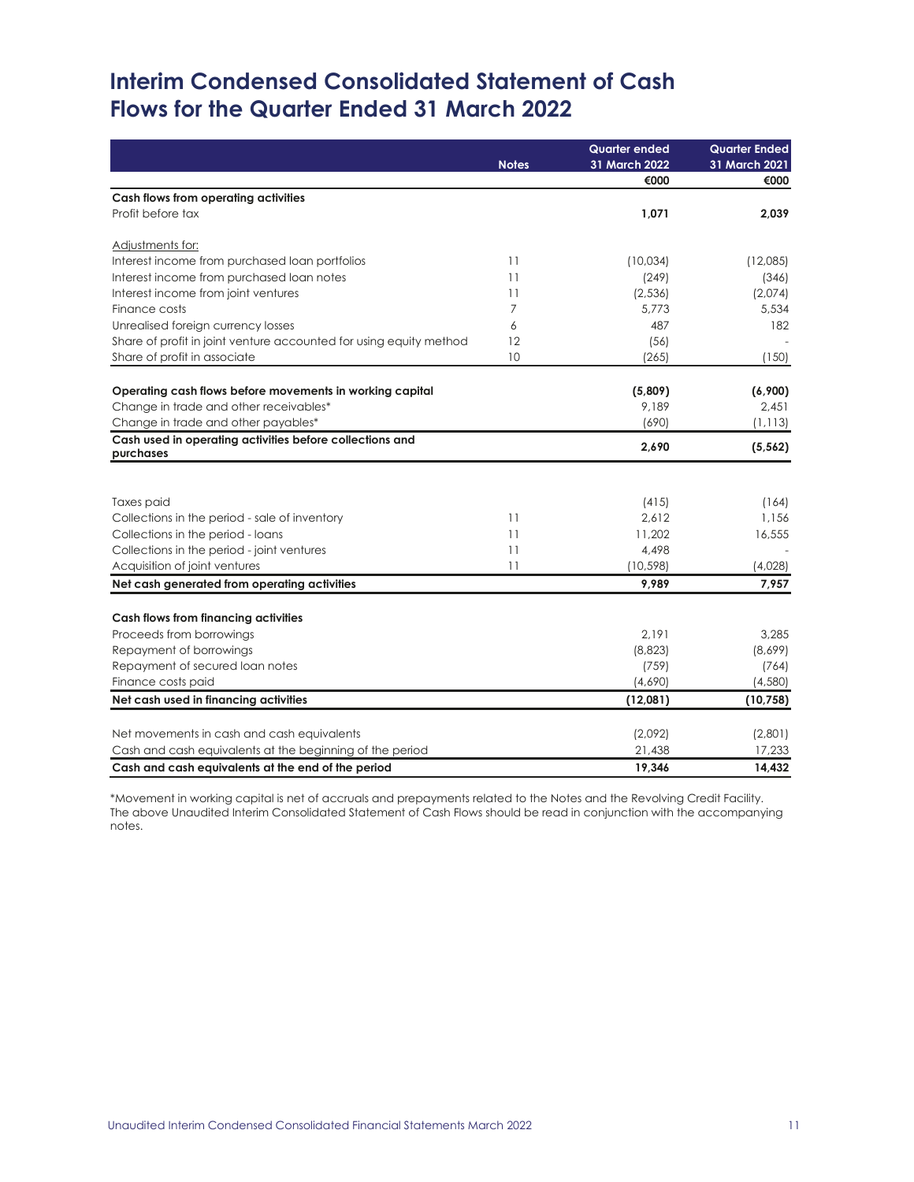# Interim Condensed Consolidated Statement of Cash Flows for the Quarter Ended 31 March 2022

| | Notes | Quarter ended 31 March 2022 | Quarter Ended 31 March 2021 |
|---|---|---|---|
| | | €000 | €000 |
| **Cash flows from operating activities** | | | |
| Profit before tax | | **1,071** | **2,039** |
| | | | |
| Adjustments for: | | | |
| Interest income from purchased loan portfolios | 11 | (10,034) | (12,085) |
| Interest income from purchased loan notes | 11 | (249) | (346) |
| Interest income from joint ventures | 11 | (2,536) | (2,074) |
| Finance costs | 7 | 5,773 | 5,534 |
| Unrealised foreign currency losses | 6 | 487 | 182 |
| Share of profit in joint venture accounted for using equity method | 12 | (56) | - |
| Share of profit in associate | 10 | (265) | (150) |
| | | | |
| **Operating cash flows before movements in working capital** | | **(5,809)** | **(6,900)** |
| Change in trade and other receivables* | | 9,189 | 2,451 |
| Change in trade and other payables* | | (690) | (1,113) |
| **Cash used in operating activities before collections and purchases** | | **2,690** | **(5,562)** |
| | | | |
| Taxes paid | | (415) | (164) |
| Collections in the period - sale of inventory | 11 | 2,612 | 1,156 |
| Collections in the period - loans | 11 | 11,202 | 16,555 |
| Collections in the period - joint ventures | 11 | 4,498 | - |
| Acquisition of joint ventures | 11 | (10,598) | (4,028) |
| **Net cash generated from operating activities** | | **9,989** | **7,957** |
| | | | |
| **Cash flows from financing activities** | | | |
| Proceeds from borrowings | | 2,191 | 3,285 |
| Repayment of borrowings | | (8,823) | (8,699) |
| Repayment of secured loan notes | | (759) | (764) |
| Finance costs paid | | (4,690) | (4,580) |
| **Net cash used in financing activities** | | **(12,081)** | **(10,758)** |
| | | | |
| Net movements in cash and cash equivalents | | (2,092) | (2,801) |
| Cash and cash equivalents at the beginning of the period | | 21,438 | 17,233 |
| **Cash and cash equivalents at the end of the period** | | **19,346** | **14,432** |

*Movement in working capital is net of accruals and prepayments related to the Notes and the Revolving Credit Facility.
The above Unaudited Interim Consolidated Statement of Cash Flows should be read in conjunction with the accompanying notes.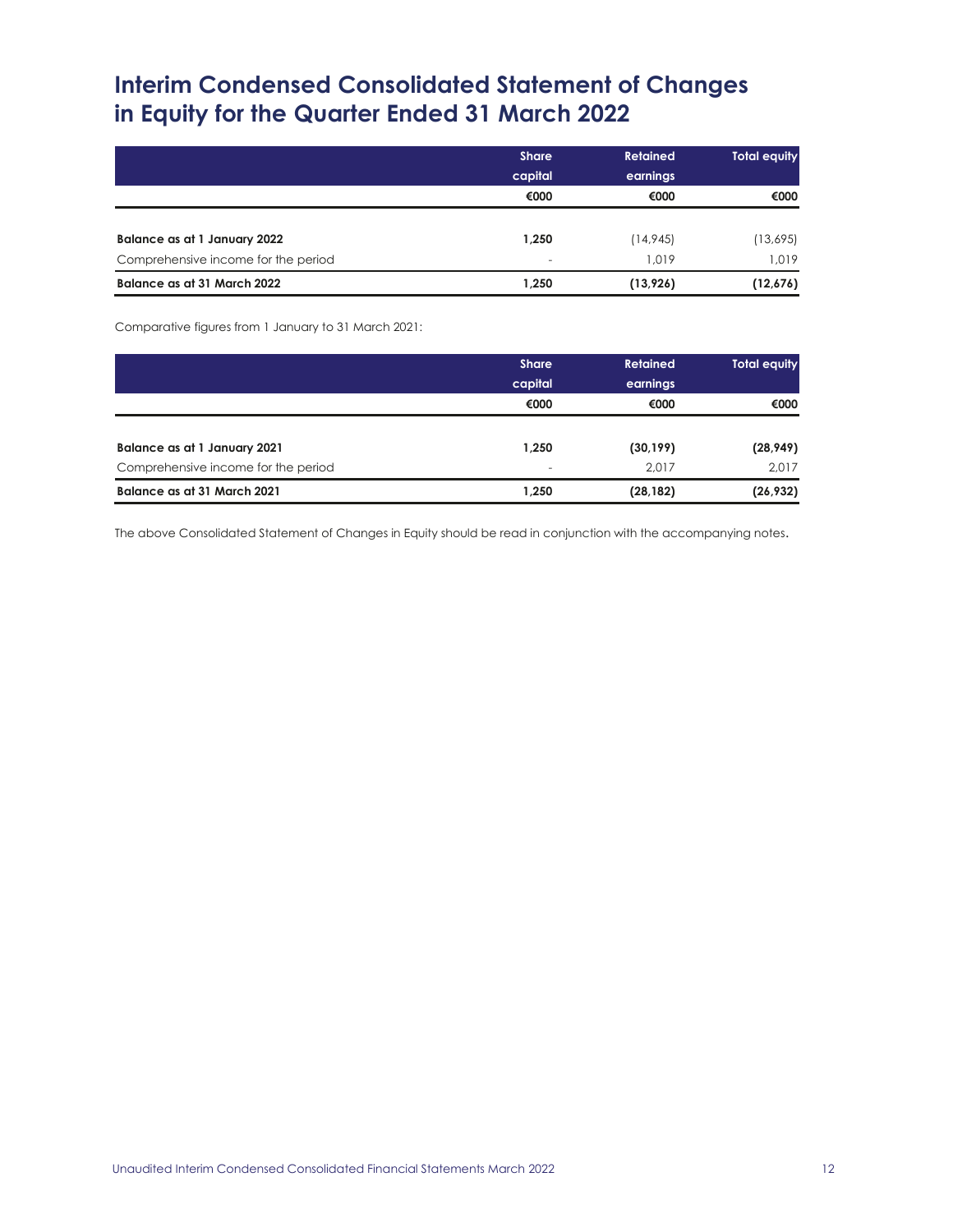# Interim Condensed Consolidated Statement of Changes in Equity for the Quarter Ended 31 March 2022

| | Share capital | Retained earnings | Total equity |
|---|---|---|---|
| | €000 | €000 | €000 |
| **Balance as at 1 January 2022** | **1,250** | (14,945) | (13,695) |
| Comprehensive income for the period | - | 1,019 | 1,019 |
| **Balance as at 31 March 2022** | **1,250** | **(13,926)** | **(12,676)** |

Comparative figures from 1 January to 31 March 2021:

| | Share capital | Retained earnings | Total equity |
|---|---|---|---|
| | €000 | €000 | €000 |
| **Balance as at 1 January 2021** | **1,250** | **(30,199)** | **(28,949)** |
| Comprehensive income for the period | - | 2,017 | 2,017 |
| **Balance as at 31 March 2021** | **1,250** | **(28,182)** | **(26,932)** |

The above Consolidated Statement of Changes in Equity should be read in conjunction with the accompanying notes.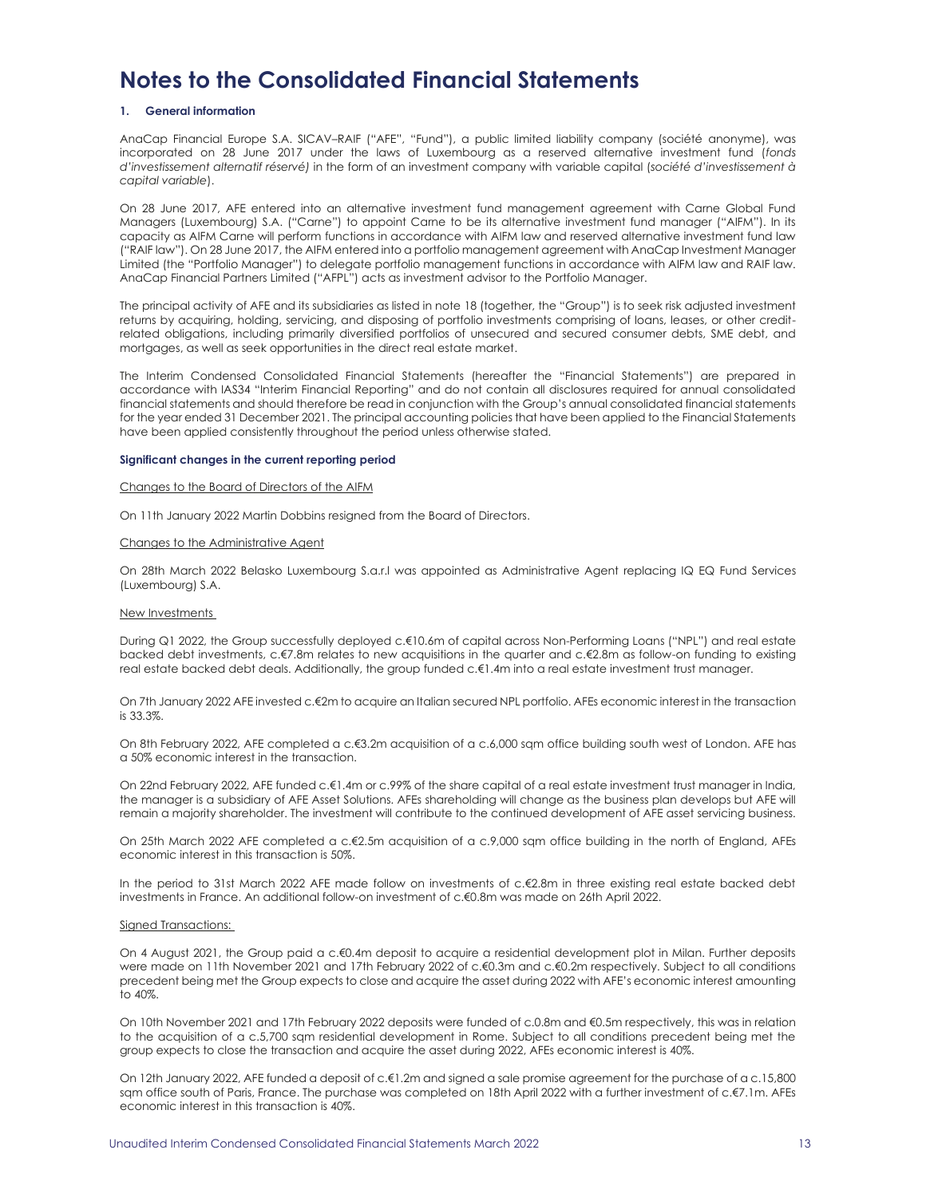# Notes to the Consolidated Financial Statements

## 1. General information

AnaCap Financial Europe S.A. SICAV–RAIF ("AFE", "Fund"), a public limited liability company (société anonyme), was incorporated on 28 June 2017 under the laws of Luxembourg as a reserved alternative investment fund (*fonds d'investissement alternatif réservé)* in the form of an investment company with variable capital (*société d'investissement à capital variable*).

On 28 June 2017, AFE entered into an alternative investment fund management agreement with Carne Global Fund Managers (Luxembourg) S.A. ("Carne") to appoint Carne to be its alternative investment fund manager ("AIFM"). In its capacity as AIFM Carne will perform functions in accordance with AIFM law and reserved alternative investment fund law ("RAIF law"). On 28 June 2017, the AIFM entered into a portfolio management agreement with AnaCap Investment Manager Limited (the "Portfolio Manager") to delegate portfolio management functions in accordance with AIFM law and RAIF law. AnaCap Financial Partners Limited ("AFPL") acts as investment advisor to the Portfolio Manager.

The principal activity of AFE and its subsidiaries as listed in note 18 (together, the "Group") is to seek risk adjusted investment returns by acquiring, holding, servicing, and disposing of portfolio investments comprising of loans, leases, or other credit-related obligations, including primarily diversified portfolios of unsecured and secured consumer debts, SME debt, and mortgages, as well as seek opportunities in the direct real estate market.

The Interim Condensed Consolidated Financial Statements (hereafter the "Financial Statements") are prepared in accordance with IAS34 "Interim Financial Reporting" and do not contain all disclosures required for annual consolidated financial statements and should therefore be read in conjunction with the Group's annual consolidated financial statements for the year ended 31 December 2021. The principal accounting policies that have been applied to the Financial Statements have been applied consistently throughout the period unless otherwise stated.

### Significant changes in the current reporting period

Changes to the Board of Directors of the AIFM

On 11th January 2022 Martin Dobbins resigned from the Board of Directors.

Changes to the Administrative Agent

On 28th March 2022 Belasko Luxembourg S.a.r.l was appointed as Administrative Agent replacing IQ EQ Fund Services (Luxembourg) S.A.

New Investments

During Q1 2022, the Group successfully deployed c.€10.6m of capital across Non-Performing Loans ("NPL") and real estate backed debt investments, c.€7.8m relates to new acquisitions in the quarter and c.€2.8m as follow-on funding to existing real estate backed debt deals. Additionally, the group funded c.€1.4m into a real estate investment trust manager.

On 7th January 2022 AFE invested c.€2m to acquire an Italian secured NPL portfolio. AFEs economic interest in the transaction is 33.3%.

On 8th February 2022, AFE completed a c.€3.2m acquisition of a c.6,000 sqm office building south west of London. AFE has a 50% economic interest in the transaction.

On 22nd February 2022, AFE funded c.€1.4m or c.99% of the share capital of a real estate investment trust manager in India, the manager is a subsidiary of AFE Asset Solutions. AFEs shareholding will change as the business plan develops but AFE will remain a majority shareholder. The investment will contribute to the continued development of AFE asset servicing business.

On 25th March 2022 AFE completed a c.€2.5m acquisition of a c.9,000 sqm office building in the north of England, AFEs economic interest in this transaction is 50%.

In the period to 31st March 2022 AFE made follow on investments of c.€2.8m in three existing real estate backed debt investments in France. An additional follow-on investment of c.€0.8m was made on 26th April 2022.

Signed Transactions:

On 4 August 2021, the Group paid a c.€0.4m deposit to acquire a residential development plot in Milan. Further deposits were made on 11th November 2021 and 17th February 2022 of c.€0.3m and c.€0.2m respectively. Subject to all conditions precedent being met the Group expects to close and acquire the asset during 2022 with AFE's economic interest amounting to 40%.

On 10th November 2021 and 17th February 2022 deposits were funded of c.0.8m and €0.5m respectively, this was in relation to the acquisition of a c.5,700 sqm residential development in Rome. Subject to all conditions precedent being met the group expects to close the transaction and acquire the asset during 2022, AFEs economic interest is 40%.

On 12th January 2022, AFE funded a deposit of c.€1.2m and signed a sale promise agreement for the purchase of a c.15,800 sqm office south of Paris, France. The purchase was completed on 18th April 2022 with a further investment of c.€7.1m. AFEs economic interest in this transaction is 40%.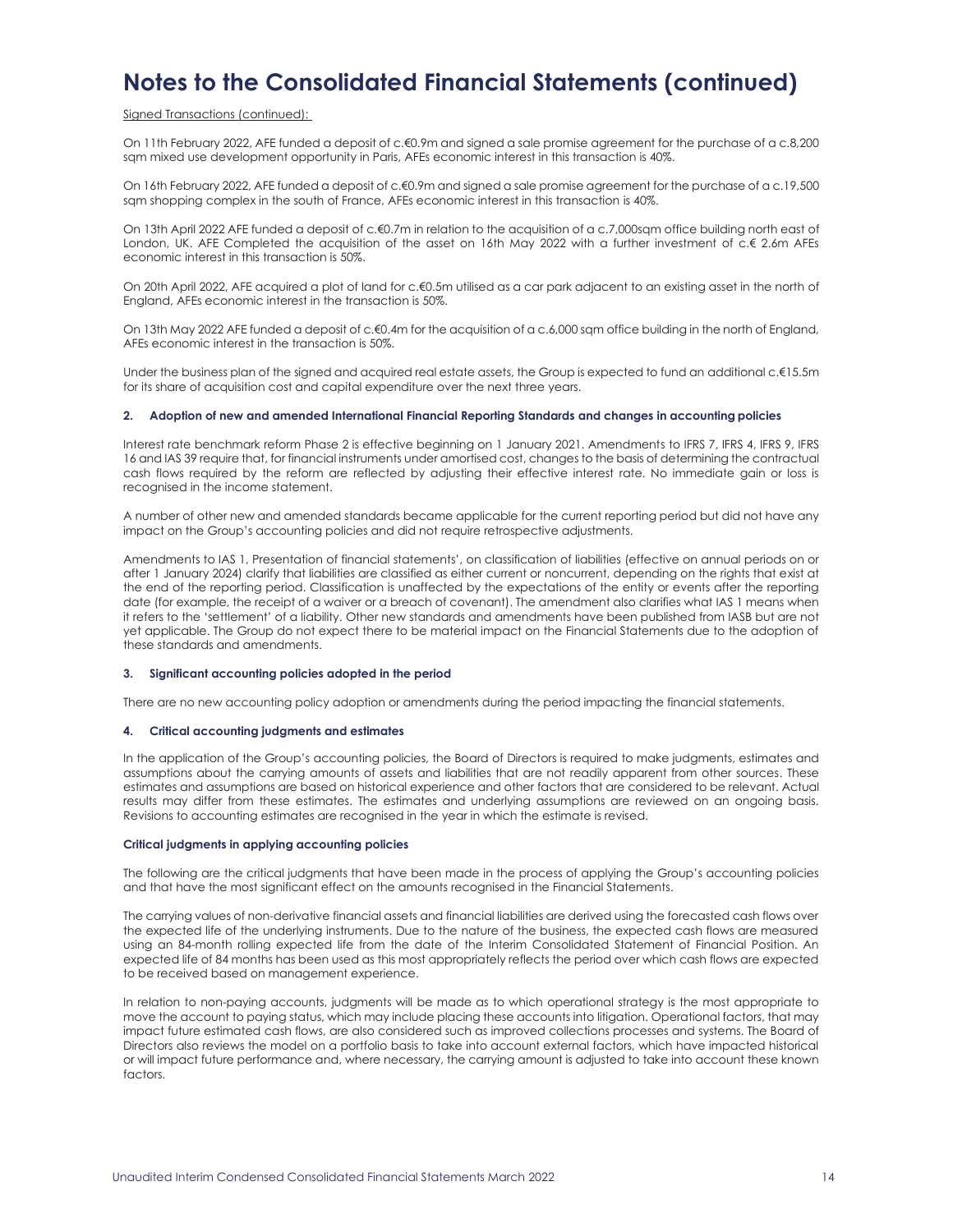# Notes to the Consolidated Financial Statements (continued)

Signed Transactions (continued):

On 11th February 2022, AFE funded a deposit of c.€0.9m and signed a sale promise agreement for the purchase of a c.8,200 sqm mixed use development opportunity in Paris, AFEs economic interest in this transaction is 40%.

On 16th February 2022, AFE funded a deposit of c.€0.9m and signed a sale promise agreement for the purchase of a c.19,500 sqm shopping complex in the south of France, AFEs economic interest in this transaction is 40%.

On 13th April 2022 AFE funded a deposit of c.€0.7m in relation to the acquisition of a c.7,000sqm office building north east of London, UK. AFE Completed the acquisition of the asset on 16th May 2022 with a further investment of c.€ 2.6m AFEs economic interest in this transaction is 50%.

On 20th April 2022, AFE acquired a plot of land for c.€0.5m utilised as a car park adjacent to an existing asset in the north of England, AFEs economic interest in the transaction is 50%.

On 13th May 2022 AFE funded a deposit of c.€0.4m for the acquisition of a c.6,000 sqm office building in the north of England, AFEs economic interest in the transaction is 50%.

Under the business plan of the signed and acquired real estate assets, the Group is expected to fund an additional c.€15.5m for its share of acquisition cost and capital expenditure over the next three years.

### 2. Adoption of new and amended International Financial Reporting Standards and changes in accounting policies

Interest rate benchmark reform Phase 2 is effective beginning on 1 January 2021. Amendments to IFRS 7, IFRS 4, IFRS 9, IFRS 16 and IAS 39 require that, for financial instruments under amortised cost, changes to the basis of determining the contractual cash flows required by the reform are reflected by adjusting their effective interest rate. No immediate gain or loss is recognised in the income statement.

A number of other new and amended standards became applicable for the current reporting period but did not have any impact on the Group's accounting policies and did not require retrospective adjustments.

Amendments to IAS 1, Presentation of financial statements', on classification of liabilities (effective on annual periods on or after 1 January 2024) clarify that liabilities are classified as either current or noncurrent, depending on the rights that exist at the end of the reporting period. Classification is unaffected by the expectations of the entity or events after the reporting date (for example, the receipt of a waiver or a breach of covenant). The amendment also clarifies what IAS 1 means when it refers to the 'settlement' of a liability. Other new standards and amendments have been published from IASB but are not yet applicable. The Group do not expect there to be material impact on the Financial Statements due to the adoption of these standards and amendments.

### 3. Significant accounting policies adopted in the period

There are no new accounting policy adoption or amendments during the period impacting the financial statements.

### 4. Critical accounting judgments and estimates

In the application of the Group's accounting policies, the Board of Directors is required to make judgments, estimates and assumptions about the carrying amounts of assets and liabilities that are not readily apparent from other sources. These estimates and assumptions are based on historical experience and other factors that are considered to be relevant. Actual results may differ from these estimates. The estimates and underlying assumptions are reviewed on an ongoing basis. Revisions to accounting estimates are recognised in the year in which the estimate is revised.

#### Critical judgments in applying accounting policies

The following are the critical judgments that have been made in the process of applying the Group's accounting policies and that have the most significant effect on the amounts recognised in the Financial Statements.

The carrying values of non-derivative financial assets and financial liabilities are derived using the forecasted cash flows over the expected life of the underlying instruments. Due to the nature of the business, the expected cash flows are measured using an 84-month rolling expected life from the date of the Interim Consolidated Statement of Financial Position. An expected life of 84 months has been used as this most appropriately reflects the period over which cash flows are expected to be received based on management experience.

In relation to non-paying accounts, judgments will be made as to which operational strategy is the most appropriate to move the account to paying status, which may include placing these accounts into litigation. Operational factors, that may impact future estimated cash flows, are also considered such as improved collections processes and systems. The Board of Directors also reviews the model on a portfolio basis to take into account external factors, which have impacted historical or will impact future performance and, where necessary, the carrying amount is adjusted to take into account these known factors.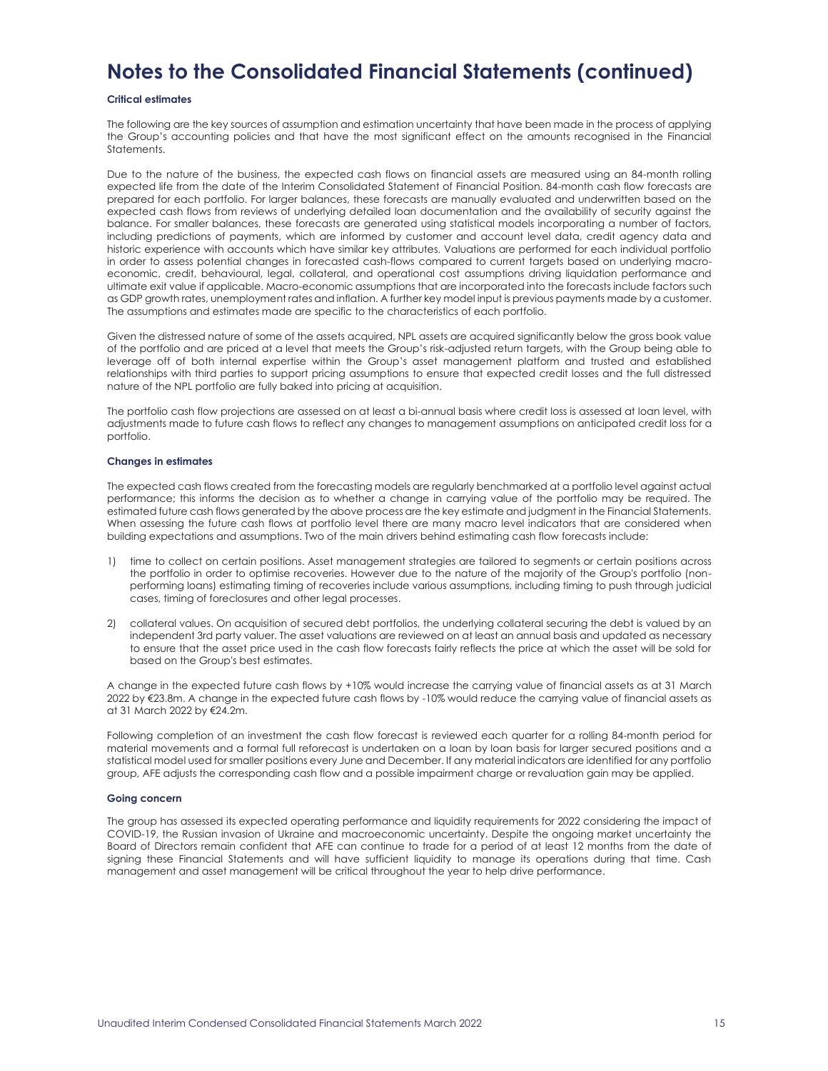# Notes to the Consolidated Financial Statements (continued)

### Critical estimates

The following are the key sources of assumption and estimation uncertainty that have been made in the process of applying the Group's accounting policies and that have the most significant effect on the amounts recognised in the Financial Statements.

Due to the nature of the business, the expected cash flows on financial assets are measured using an 84-month rolling expected life from the date of the Interim Consolidated Statement of Financial Position. 84-month cash flow forecasts are prepared for each portfolio. For larger balances, these forecasts are manually evaluated and underwritten based on the expected cash flows from reviews of underlying detailed loan documentation and the availability of security against the balance. For smaller balances, these forecasts are generated using statistical models incorporating a number of factors, including predictions of payments, which are informed by customer and account level data, credit agency data and historic experience with accounts which have similar key attributes. Valuations are performed for each individual portfolio in order to assess potential changes in forecasted cash-flows compared to current targets based on underlying macro-economic, credit, behavioural, legal, collateral, and operational cost assumptions driving liquidation performance and ultimate exit value if applicable. Macro-economic assumptions that are incorporated into the forecasts include factors such as GDP growth rates, unemployment rates and inflation. A further key model input is previous payments made by a customer. The assumptions and estimates made are specific to the characteristics of each portfolio.

Given the distressed nature of some of the assets acquired, NPL assets are acquired significantly below the gross book value of the portfolio and are priced at a level that meets the Group's risk-adjusted return targets, with the Group being able to leverage off of both internal expertise within the Group's asset management platform and trusted and established relationships with third parties to support pricing assumptions to ensure that expected credit losses and the full distressed nature of the NPL portfolio are fully baked into pricing at acquisition.

The portfolio cash flow projections are assessed on at least a bi-annual basis where credit loss is assessed at loan level, with adjustments made to future cash flows to reflect any changes to management assumptions on anticipated credit loss for a portfolio.

### Changes in estimates

The expected cash flows created from the forecasting models are regularly benchmarked at a portfolio level against actual performance; this informs the decision as to whether a change in carrying value of the portfolio may be required. The estimated future cash flows generated by the above process are the key estimate and judgment in the Financial Statements. When assessing the future cash flows at portfolio level there are many macro level indicators that are considered when building expectations and assumptions. Two of the main drivers behind estimating cash flow forecasts include:

1) time to collect on certain positions. Asset management strategies are tailored to segments or certain positions across the portfolio in order to optimise recoveries. However due to the nature of the majority of the Group's portfolio (non-performing loans) estimating timing of recoveries include various assumptions, including timing to push through judicial cases, timing of foreclosures and other legal processes.

2) collateral values. On acquisition of secured debt portfolios, the underlying collateral securing the debt is valued by an independent 3rd party valuer. The asset valuations are reviewed on at least an annual basis and updated as necessary to ensure that the asset price used in the cash flow forecasts fairly reflects the price at which the asset will be sold for based on the Group's best estimates.

A change in the expected future cash flows by +10% would increase the carrying value of financial assets as at 31 March 2022 by €23.8m. A change in the expected future cash flows by -10% would reduce the carrying value of financial assets as at 31 March 2022 by €24.2m.

Following completion of an investment the cash flow forecast is reviewed each quarter for a rolling 84-month period for material movements and a formal full reforecast is undertaken on a loan by loan basis for larger secured positions and a statistical model used for smaller positions every June and December. If any material indicators are identified for any portfolio group, AFE adjusts the corresponding cash flow and a possible impairment charge or revaluation gain may be applied.

### Going concern

The group has assessed its expected operating performance and liquidity requirements for 2022 considering the impact of COVID-19, the Russian invasion of Ukraine and macroeconomic uncertainty. Despite the ongoing market uncertainty the Board of Directors remain confident that AFE can continue to trade for a period of at least 12 months from the date of signing these Financial Statements and will have sufficient liquidity to manage its operations during that time. Cash management and asset management will be critical throughout the year to help drive performance.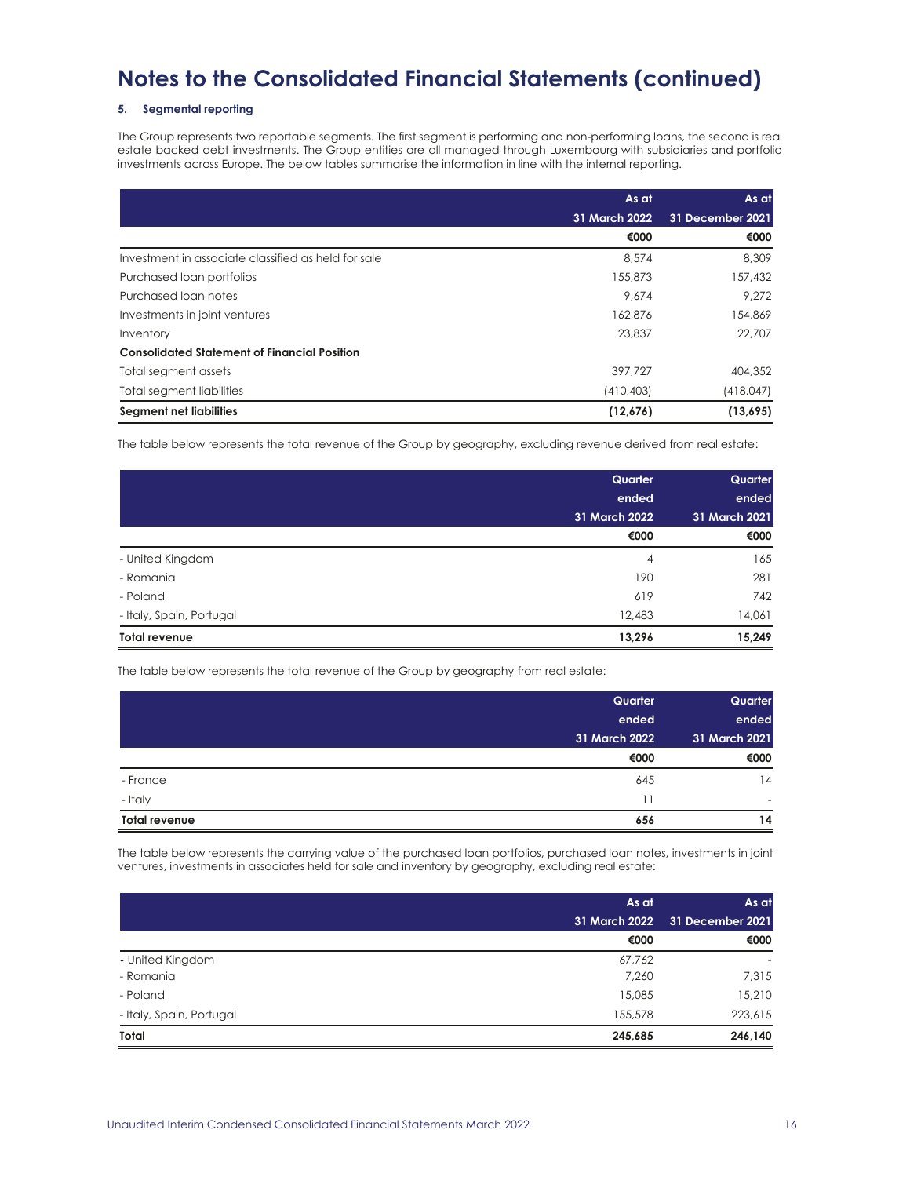# Notes to the Consolidated Financial Statements (continued)

**5. Segmental reporting**

The Group represents two reportable segments. The first segment is performing and non-performing loans, the second is real estate backed debt investments. The Group entities are all managed through Luxembourg with subsidiaries and portfolio investments across Europe. The below tables summarise the information in line with the internal reporting.

| | As at 31 March 2022 | As at 31 December 2021 |
|---|---|---|
| | €000 | €000 |
| Investment in associate classified as held for sale | 8,574 | 8,309 |
| Purchased loan portfolios | 155,873 | 157,432 |
| Purchased loan notes | 9,674 | 9,272 |
| Investments in joint ventures | 162,876 | 154,869 |
| Inventory | 23,837 | 22,707 |
| **Consolidated Statement of Financial Position** | | |
| Total segment assets | 397,727 | 404,352 |
| Total segment liabilities | (410,403) | (418,047) |
| **Segment net liabilities** | **(12,676)** | **(13,695)** |

The table below represents the total revenue of the Group by geography, excluding revenue derived from real estate:

| | Quarter ended 31 March 2022 | Quarter ended 31 March 2021 |
|---|---|---|
| | €000 | €000 |
| - United Kingdom | 4 | 165 |
| - Romania | 190 | 281 |
| - Poland | 619 | 742 |
| - Italy, Spain, Portugal | 12,483 | 14,061 |
| **Total revenue** | **13,296** | **15,249** |

The table below represents the total revenue of the Group by geography from real estate:

| | Quarter ended 31 March 2022 | Quarter ended 31 March 2021 |
|---|---|---|
| | €000 | €000 |
| - France | 645 | 14 |
| - Italy | 11 | - |
| **Total revenue** | **656** | **14** |

The table below represents the carrying value of the purchased loan portfolios, purchased loan notes, investments in joint ventures, investments in associates held for sale and inventory by geography, excluding real estate:

| | As at 31 March 2022 | As at 31 December 2021 |
|---|---|---|
| | €000 | €000 |
| - United Kingdom | 67,762 | - |
| - Romania | 7,260 | 7,315 |
| - Poland | 15,085 | 15,210 |
| - Italy, Spain, Portugal | 155,578 | 223,615 |
| **Total** | **245,685** | **246,140** |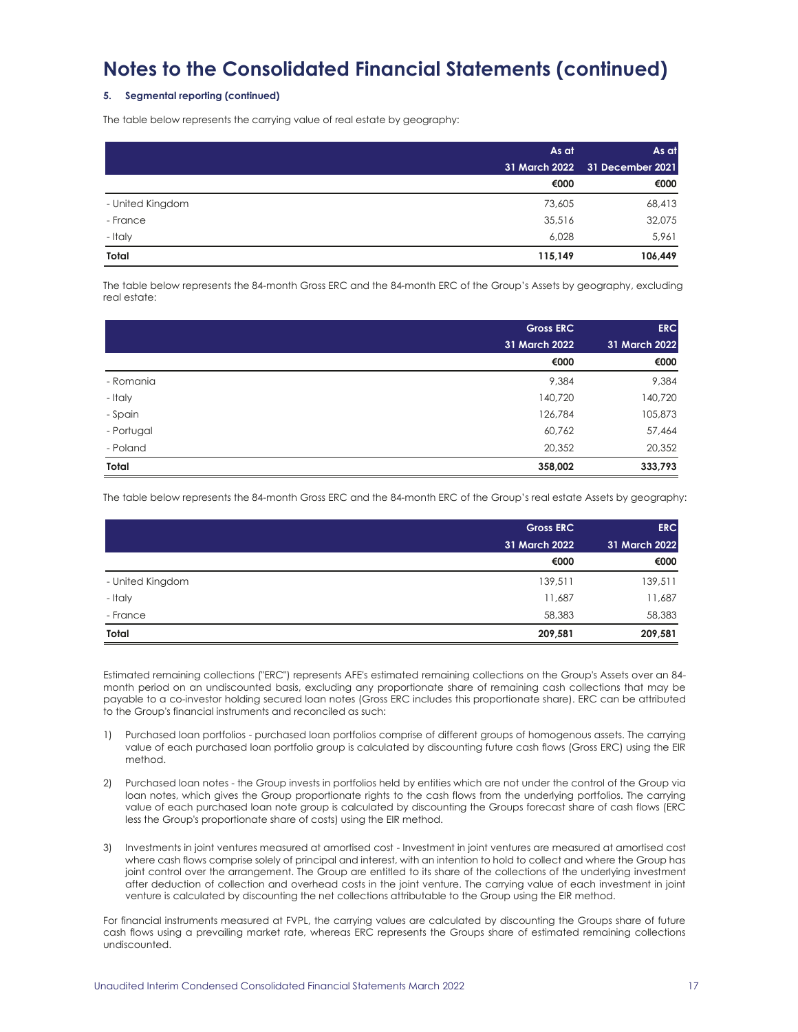# Notes to the Consolidated Financial Statements (continued)

### 5. Segmental reporting (continued)

The table below represents the carrying value of real estate by geography:

| | As at 31 March 2022 | As at 31 December 2021 |
|---|---|---|
| | €000 | €000 |
| - United Kingdom | 73,605 | 68,413 |
| - France | 35,516 | 32,075 |
| - Italy | 6,028 | 5,961 |
| **Total** | **115,149** | **106,449** |

The table below represents the 84-month Gross ERC and the 84-month ERC of the Group's Assets by geography, excluding real estate:

| | Gross ERC 31 March 2022 | ERC 31 March 2022 |
|---|---|---|
| | €000 | €000 |
| - Romania | 9,384 | 9,384 |
| - Italy | 140,720 | 140,720 |
| - Spain | 126,784 | 105,873 |
| - Portugal | 60,762 | 57,464 |
| - Poland | 20,352 | 20,352 |
| **Total** | **358,002** | **333,793** |

The table below represents the 84-month Gross ERC and the 84-month ERC of the Group's real estate Assets by geography:

| | Gross ERC 31 March 2022 | ERC 31 March 2022 |
|---|---|---|
| | €000 | €000 |
| - United Kingdom | 139,511 | 139,511 |
| - Italy | 11,687 | 11,687 |
| - France | 58,383 | 58,383 |
| **Total** | **209,581** | **209,581** |

Estimated remaining collections ("ERC") represents AFE's estimated remaining collections on the Group's Assets over an 84-month period on an undiscounted basis, excluding any proportionate share of remaining cash collections that may be payable to a co-investor holding secured loan notes (Gross ERC includes this proportionate share). ERC can be attributed to the Group's financial instruments and reconciled as such:

1) Purchased loan portfolios - purchased loan portfolios comprise of different groups of homogenous assets. The carrying value of each purchased loan portfolio group is calculated by discounting future cash flows (Gross ERC) using the EIR method.

2) Purchased loan notes - the Group invests in portfolios held by entities which are not under the control of the Group via loan notes, which gives the Group proportionate rights to the cash flows from the underlying portfolios. The carrying value of each purchased loan note group is calculated by discounting the Groups forecast share of cash flows (ERC less the Group's proportionate share of costs) using the EIR method.

3) Investments in joint ventures measured at amortised cost - Investment in joint ventures are measured at amortised cost where cash flows comprise solely of principal and interest, with an intention to hold to collect and where the Group has joint control over the arrangement. The Group are entitled to its share of the collections of the underlying investment after deduction of collection and overhead costs in the joint venture. The carrying value of each investment in joint venture is calculated by discounting the net collections attributable to the Group using the EIR method.

For financial instruments measured at FVPL, the carrying values are calculated by discounting the Groups share of future cash flows using a prevailing market rate, whereas ERC represents the Groups share of estimated remaining collections undiscounted.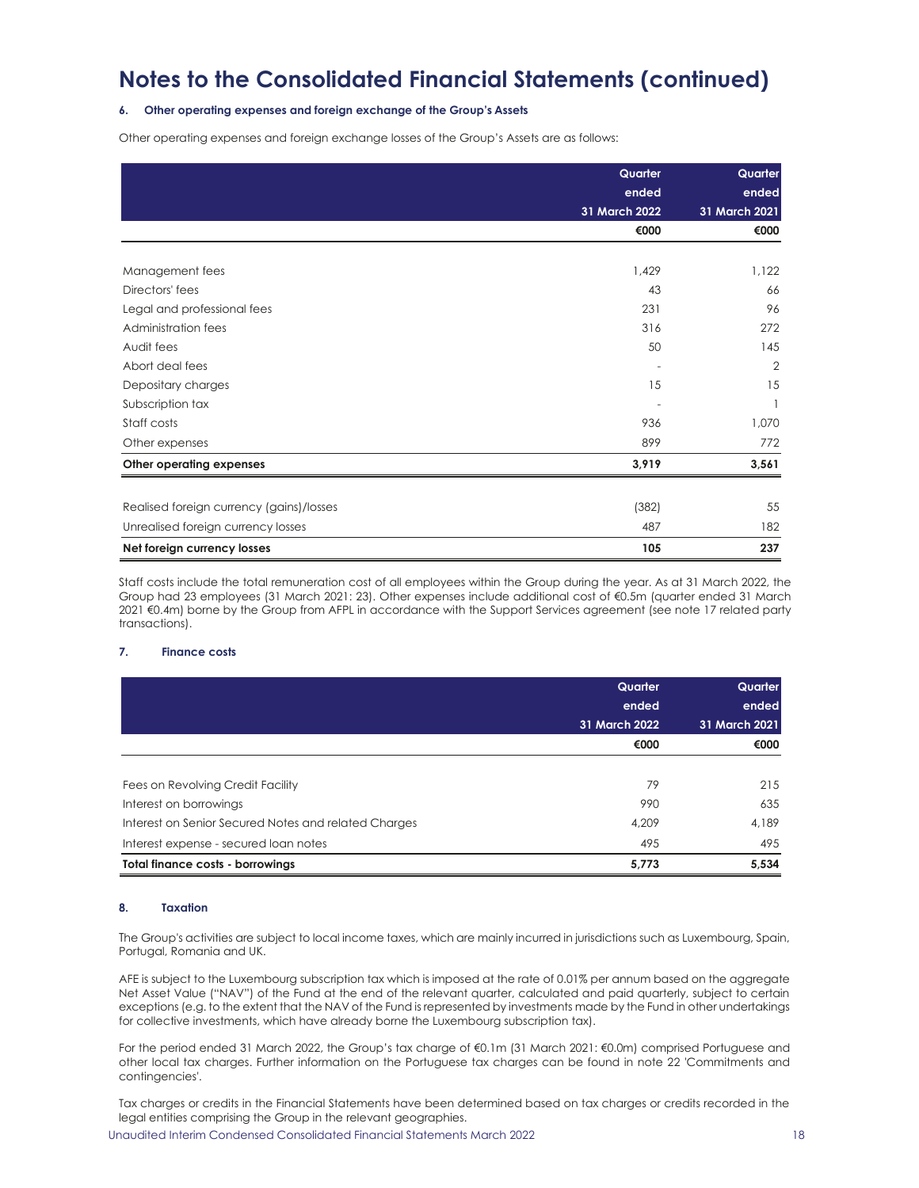# Notes to the Consolidated Financial Statements (continued)

#### 6. Other operating expenses and foreign exchange of the Group's Assets

Other operating expenses and foreign exchange losses of the Group's Assets are as follows:

| | Quarter ended 31 March 2022 | Quarter ended 31 March 2021 |
|---|---|---|
| | €000 | €000 |
| Management fees | 1,429 | 1,122 |
| Directors' fees | 43 | 66 |
| Legal and professional fees | 231 | 96 |
| Administration fees | 316 | 272 |
| Audit fees | 50 | 145 |
| Abort deal fees | - | 2 |
| Depositary charges | 15 | 15 |
| Subscription tax | - | 1 |
| Staff costs | 936 | 1,070 |
| Other expenses | 899 | 772 |
| **Other operating expenses** | **3,919** | **3,561** |
| Realised foreign currency (gains)/losses | (382) | 55 |
| Unrealised foreign currency losses | 487 | 182 |
| **Net foreign currency losses** | **105** | **237** |

Staff costs include the total remuneration cost of all employees within the Group during the year. As at 31 March 2022, the Group had 23 employees (31 March 2021: 23). Other expenses include additional cost of €0.5m (quarter ended 31 March 2021 €0.4m) borne by the Group from AFPL in accordance with the Support Services agreement (see note 17 related party transactions).

#### 7. Finance costs

| | Quarter ended 31 March 2022 | Quarter ended 31 March 2021 |
|---|---|---|
| | €000 | €000 |
| Fees on Revolving Credit Facility | 79 | 215 |
| Interest on borrowings | 990 | 635 |
| Interest on Senior Secured Notes and related Charges | 4,209 | 4,189 |
| Interest expense - secured loan notes | 495 | 495 |
| **Total finance costs - borrowings** | **5,773** | **5,534** |

#### 8. Taxation

The Group's activities are subject to local income taxes, which are mainly incurred in jurisdictions such as Luxembourg, Spain, Portugal, Romania and UK.

AFE is subject to the Luxembourg subscription tax which is imposed at the rate of 0.01% per annum based on the aggregate Net Asset Value ("NAV") of the Fund at the end of the relevant quarter, calculated and paid quarterly, subject to certain exceptions (e.g. to the extent that the NAV of the Fund is represented by investments made by the Fund in other undertakings for collective investments, which have already borne the Luxembourg subscription tax).

For the period ended 31 March 2022, the Group's tax charge of €0.1m (31 March 2021: €0.0m) comprised Portuguese and other local tax charges. Further information on the Portuguese tax charges can be found in note 22 'Commitments and contingencies'.

Tax charges or credits in the Financial Statements have been determined based on tax charges or credits recorded in the legal entities comprising the Group in the relevant geographies.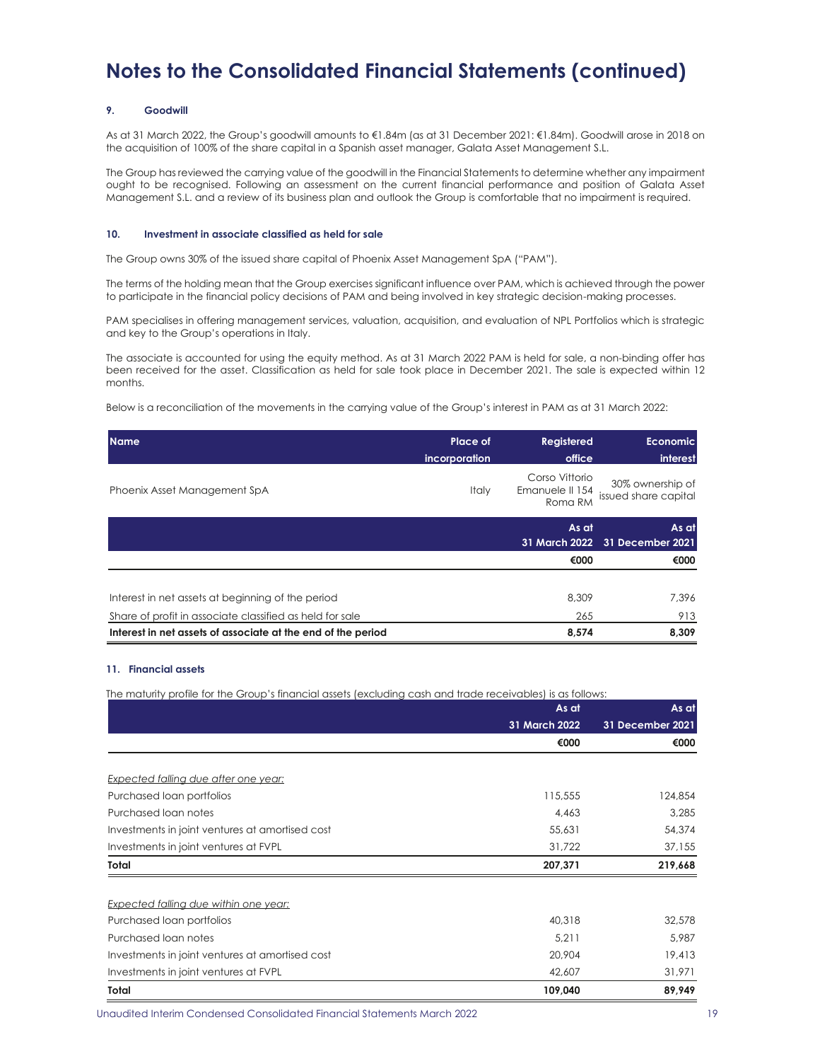# Notes to the Consolidated Financial Statements (continued)

### 9. Goodwill

As at 31 March 2022, the Group's goodwill amounts to €1.84m (as at 31 December 2021: €1.84m). Goodwill arose in 2018 on the acquisition of 100% of the share capital in a Spanish asset manager, Galata Asset Management S.L.

The Group has reviewed the carrying value of the goodwill in the Financial Statements to determine whether any impairment ought to be recognised. Following an assessment on the current financial performance and position of Galata Asset Management S.L. and a review of its business plan and outlook the Group is comfortable that no impairment is required.

### 10. Investment in associate classified as held for sale

The Group owns 30% of the issued share capital of Phoenix Asset Management SpA ("PAM").

The terms of the holding mean that the Group exercises significant influence over PAM, which is achieved through the power to participate in the financial policy decisions of PAM and being involved in key strategic decision-making processes.

PAM specialises in offering management services, valuation, acquisition, and evaluation of NPL Portfolios which is strategic and key to the Group's operations in Italy.

The associate is accounted for using the equity method. As at 31 March 2022 PAM is held for sale, a non-binding offer has been received for the asset. Classification as held for sale took place in December 2021. The sale is expected within 12 months.

Below is a reconciliation of the movements in the carrying value of the Group's interest in PAM as at 31 March 2022:

| Name | Place of incorporation | Registered office | Economic interest |
|---|---|---|---|
| Phoenix Asset Management SpA | Italy | Corso Vittorio Emanuele II 154 Roma RM | 30% ownership of issued share capital |

| | As at 31 March 2022 | As at 31 December 2021 |
|---|---|---|
| | €000 | €000 |
| Interest in net assets at beginning of the period | 8,309 | 7,396 |
| Share of profit in associate classified as held for sale | 265 | 913 |
| **Interest in net assets of associate at the end of the period** | **8,574** | **8,309** |

### 11. Financial assets

The maturity profile for the Group's financial assets (excluding cash and trade receivables) is as follows:

| | As at 31 March 2022 | As at 31 December 2021 |
|---|---|---|
| | €000 | €000 |
| *Expected falling due after one year:* | | |
| Purchased loan portfolios | 115,555 | 124,854 |
| Purchased loan notes | 4,463 | 3,285 |
| Investments in joint ventures at amortised cost | 55,631 | 54,374 |
| Investments in joint ventures at FVPL | 31,722 | 37,155 |
| **Total** | **207,371** | **219,668** |
| *Expected falling due within one year:* | | |
| Purchased loan portfolios | 40,318 | 32,578 |
| Purchased loan notes | 5,211 | 5,987 |
| Investments in joint ventures at amortised cost | 20,904 | 19,413 |
| Investments in joint ventures at FVPL | 42,607 | 31,971 |
| **Total** | **109,040** | **89,949** |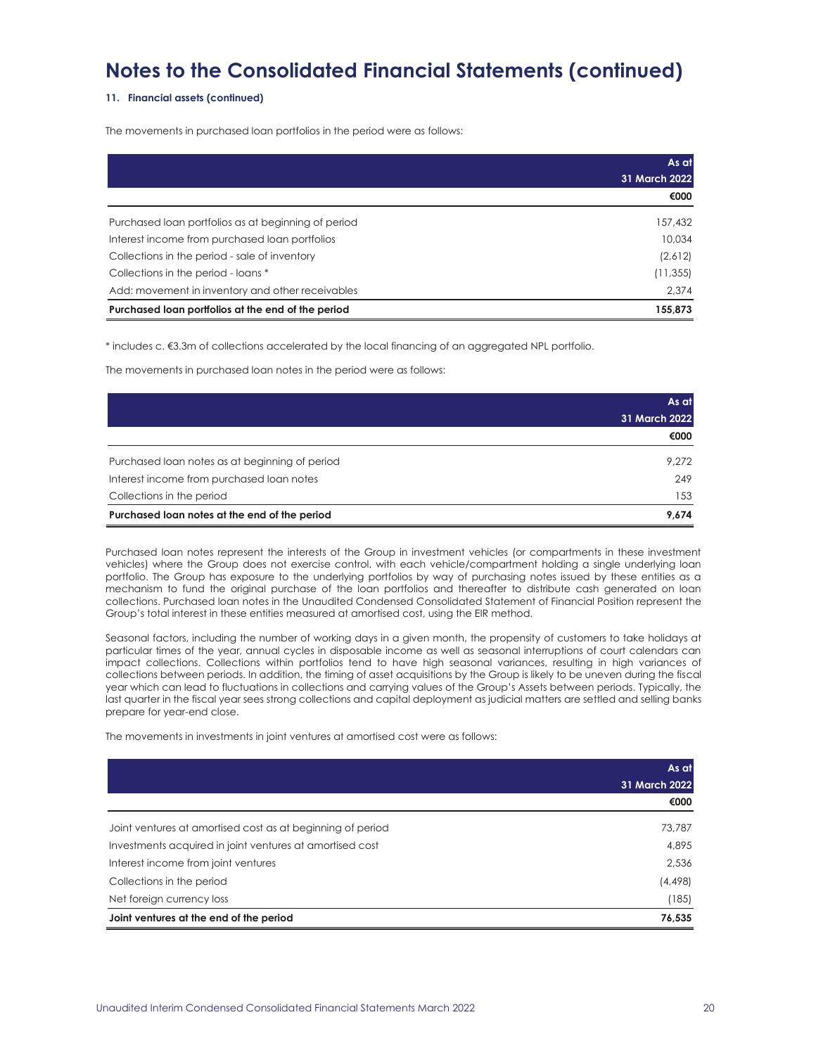# Notes to the Consolidated Financial Statements (continued)

**11. Financial assets (continued)**

The movements in purchased loan portfolios in the period were as follows:

| | As at 31 March 2022 |
|---|---|
| | €000 |
| Purchased loan portfolios as at beginning of period | 157,432 |
| Interest income from purchased loan portfolios | 10,034 |
| Collections in the period - sale of inventory | (2,612) |
| Collections in the period - loans * | (11,355) |
| Add: movement in inventory and other receivables | 2,374 |
| **Purchased loan portfolios at the end of the period** | **155,873** |

* includes c. €3.3m of collections accelerated by the local financing of an aggregated NPL portfolio.

The movements in purchased loan notes in the period were as follows:

| | As at 31 March 2022 |
|---|---|
| | €000 |
| Purchased loan notes as at beginning of period | 9,272 |
| Interest income from purchased loan notes | 249 |
| Collections in the period | 153 |
| **Purchased loan notes at the end of the period** | **9,674** |

Purchased loan notes represent the interests of the Group in investment vehicles (or compartments in these investment vehicles) where the Group does not exercise control, with each vehicle/compartment holding a single underlying loan portfolio. The Group has exposure to the underlying portfolios by way of purchasing notes issued by these entities as a mechanism to fund the original purchase of the loan portfolios and thereafter to distribute cash generated on loan collections. Purchased loan notes in the Unaudited Condensed Consolidated Statement of Financial Position represent the Group's total interest in these entities measured at amortised cost, using the EIR method.

Seasonal factors, including the number of working days in a given month, the propensity of customers to take holidays at particular times of the year, annual cycles in disposable income as well as seasonal interruptions of court calendars can impact collections. Collections within portfolios tend to have high seasonal variances, resulting in high variances of collections between periods. In addition, the timing of asset acquisitions by the Group is likely to be uneven during the fiscal year which can lead to fluctuations in collections and carrying values of the Group's Assets between periods. Typically, the last quarter in the fiscal year sees strong collections and capital deployment as judicial matters are settled and selling banks prepare for year-end close.

The movements in investments in joint ventures at amortised cost were as follows:

| | As at 31 March 2022 |
|---|---|
| | €000 |
| Joint ventures at amortised cost as at beginning of period | 73,787 |
| Investments acquired in joint ventures at amortised cost | 4,895 |
| Interest income from joint ventures | 2,536 |
| Collections in the period | (4,498) |
| Net foreign currency loss | (185) |
| **Joint ventures at the end of the period** | **76,535** |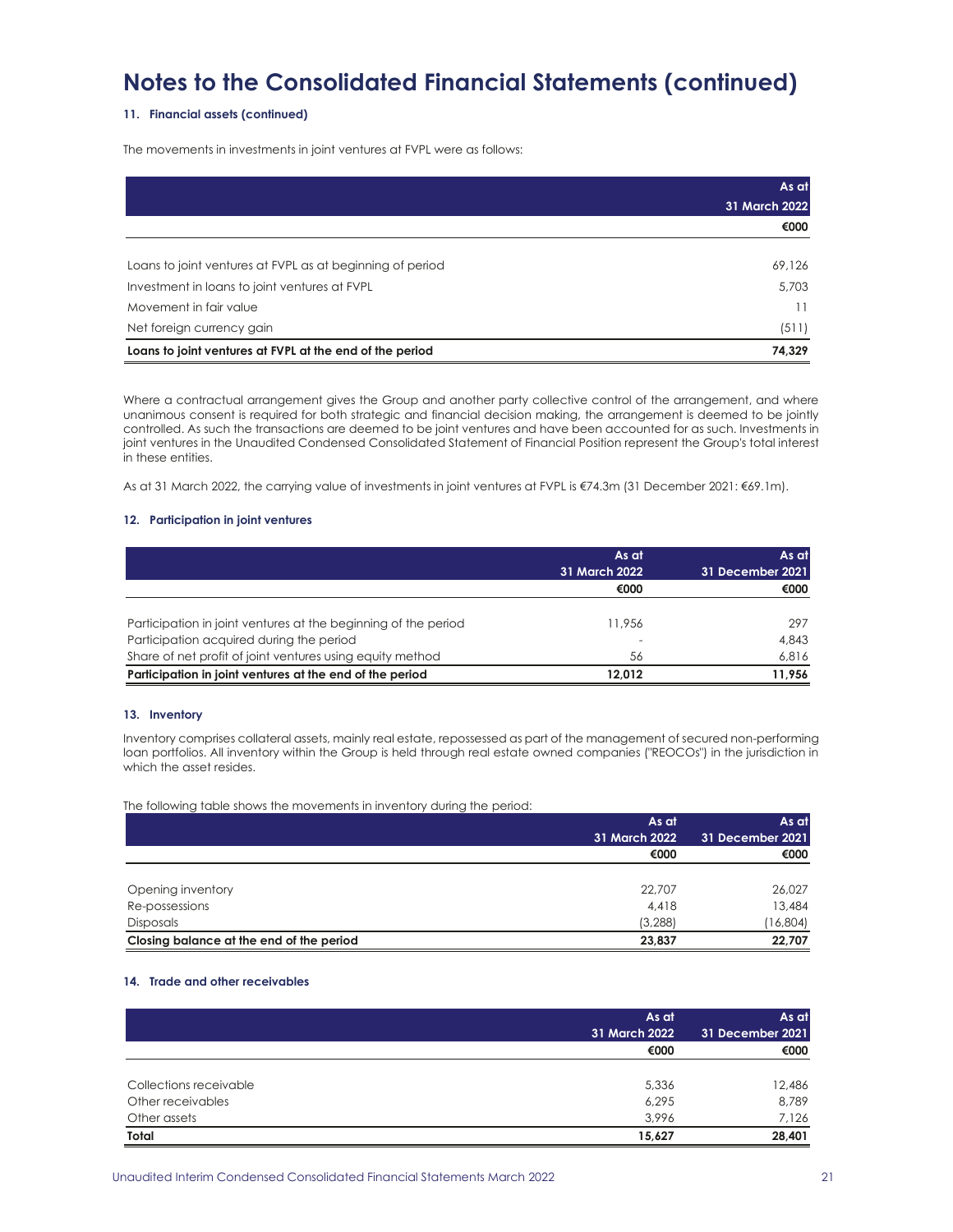# Notes to the Consolidated Financial Statements (continued)

### 11. Financial assets (continued)

The movements in investments in joint ventures at FVPL were as follows:

| | As at 31 March 2022 |
|---|---|
| | €000 |
| Loans to joint ventures at FVPL as at beginning of period | 69,126 |
| Investment in loans to joint ventures at FVPL | 5,703 |
| Movement in fair value | 11 |
| Net foreign currency gain | (511) |
| **Loans to joint ventures at FVPL at the end of the period** | **74,329** |

Where a contractual arrangement gives the Group and another party collective control of the arrangement, and where unanimous consent is required for both strategic and financial decision making, the arrangement is deemed to be jointly controlled. As such the transactions are deemed to be joint ventures and have been accounted for as such. Investments in joint ventures in the Unaudited Condensed Consolidated Statement of Financial Position represent the Group's total interest in these entities.

As at 31 March 2022, the carrying value of investments in joint ventures at FVPL is €74.3m (31 December 2021: €69.1m).

### 12. Participation in joint ventures

| | As at 31 March 2022 | As at 31 December 2021 |
|---|---|---|
| | €000 | €000 |
| Participation in joint ventures at the beginning of the period | 11,956 | 297 |
| Participation acquired during the period | - | 4,843 |
| Share of net profit of joint ventures using equity method | 56 | 6,816 |
| **Participation in joint ventures at the end of the period** | **12,012** | **11,956** |

### 13. Inventory

Inventory comprises collateral assets, mainly real estate, repossessed as part of the management of secured non-performing loan portfolios. All inventory within the Group is held through real estate owned companies ("REOCOs") in the jurisdiction in which the asset resides.

The following table shows the movements in inventory during the period:

| | As at 31 March 2022 | As at 31 December 2021 |
|---|---|---|
| | €000 | €000 |
| Opening inventory | 22,707 | 26,027 |
| Re-possessions | 4,418 | 13,484 |
| Disposals | (3,288) | (16,804) |
| **Closing balance at the end of the period** | **23,837** | **22,707** |

### 14. Trade and other receivables

| | As at 31 March 2022 | As at 31 December 2021 |
|---|---|---|
| | €000 | €000 |
| Collections receivable | 5,336 | 12,486 |
| Other receivables | 6,295 | 8,789 |
| Other assets | 3,996 | 7,126 |
| **Total** | **15,627** | **28,401** |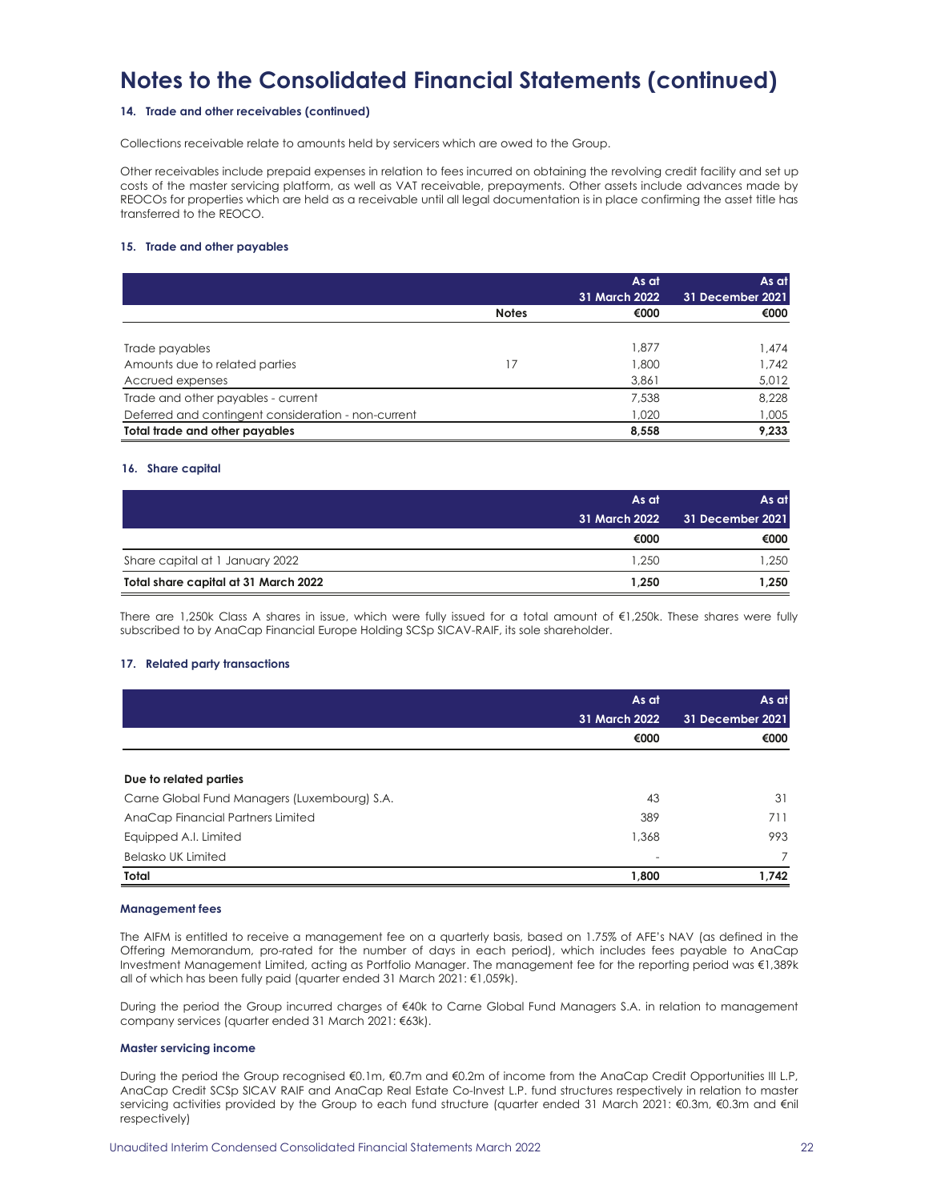# Notes to the Consolidated Financial Statements (continued)

### 14. Trade and other receivables (continued)

Collections receivable relate to amounts held by servicers which are owed to the Group.

Other receivables include prepaid expenses in relation to fees incurred on obtaining the revolving credit facility and set up costs of the master servicing platform, as well as VAT receivable, prepayments. Other assets include advances made by REOCOs for properties which are held as a receivable until all legal documentation is in place confirming the asset title has transferred to the REOCO.

### 15. Trade and other payables

| | Notes | As at 31 March 2022 €000 | As at 31 December 2021 €000 |
|---|---|---|---|
| Trade payables | | 1,877 | 1,474 |
| Amounts due to related parties | 17 | 1,800 | 1,742 |
| Accrued expenses | | 3,861 | 5,012 |
| Trade and other payables - current | | 7,538 | 8,228 |
| Deferred and contingent consideration - non-current | | 1,020 | 1,005 |
| **Total trade and other payables** | | **8,558** | **9,233** |

### 16. Share capital

| | As at 31 March 2022 €000 | As at 31 December 2021 €000 |
|---|---|---|
| Share capital at 1 January 2022 | 1,250 | 1,250 |
| **Total share capital at 31 March 2022** | **1,250** | **1,250** |

There are 1,250k Class A shares in issue, which were fully issued for a total amount of €1,250k. These shares were fully subscribed to by AnaCap Financial Europe Holding SCSp SICAV-RAIF, its sole shareholder.

### 17. Related party transactions

| | As at 31 March 2022 €000 | As at 31 December 2021 €000 |
|---|---|---|
| **Due to related parties** | | |
| Carne Global Fund Managers (Luxembourg) S.A. | 43 | 31 |
| AnaCap Financial Partners Limited | 389 | 711 |
| Equipped A.I. Limited | 1,368 | 993 |
| Belasko UK Limited | - | 7 |
| **Total** | **1,800** | **1,742** |

#### Management fees

The AIFM is entitled to receive a management fee on a quarterly basis, based on 1.75% of AFE's NAV (as defined in the Offering Memorandum, pro-rated for the number of days in each period), which includes fees payable to AnaCap Investment Management Limited, acting as Portfolio Manager. The management fee for the reporting period was €1,389k all of which has been fully paid (quarter ended 31 March 2021: €1,059k).

During the period the Group incurred charges of €40k to Carne Global Fund Managers S.A. in relation to management company services (quarter ended 31 March 2021: €63k).

#### Master servicing income

During the period the Group recognised €0.1m, €0.7m and €0.2m of income from the AnaCap Credit Opportunities III L.P, AnaCap Credit SCSp SICAV RAIF and AnaCap Real Estate Co-Invest L.P. fund structures respectively in relation to master servicing activities provided by the Group to each fund structure (quarter ended 31 March 2021: €0.3m, €0.3m and €nil respectively)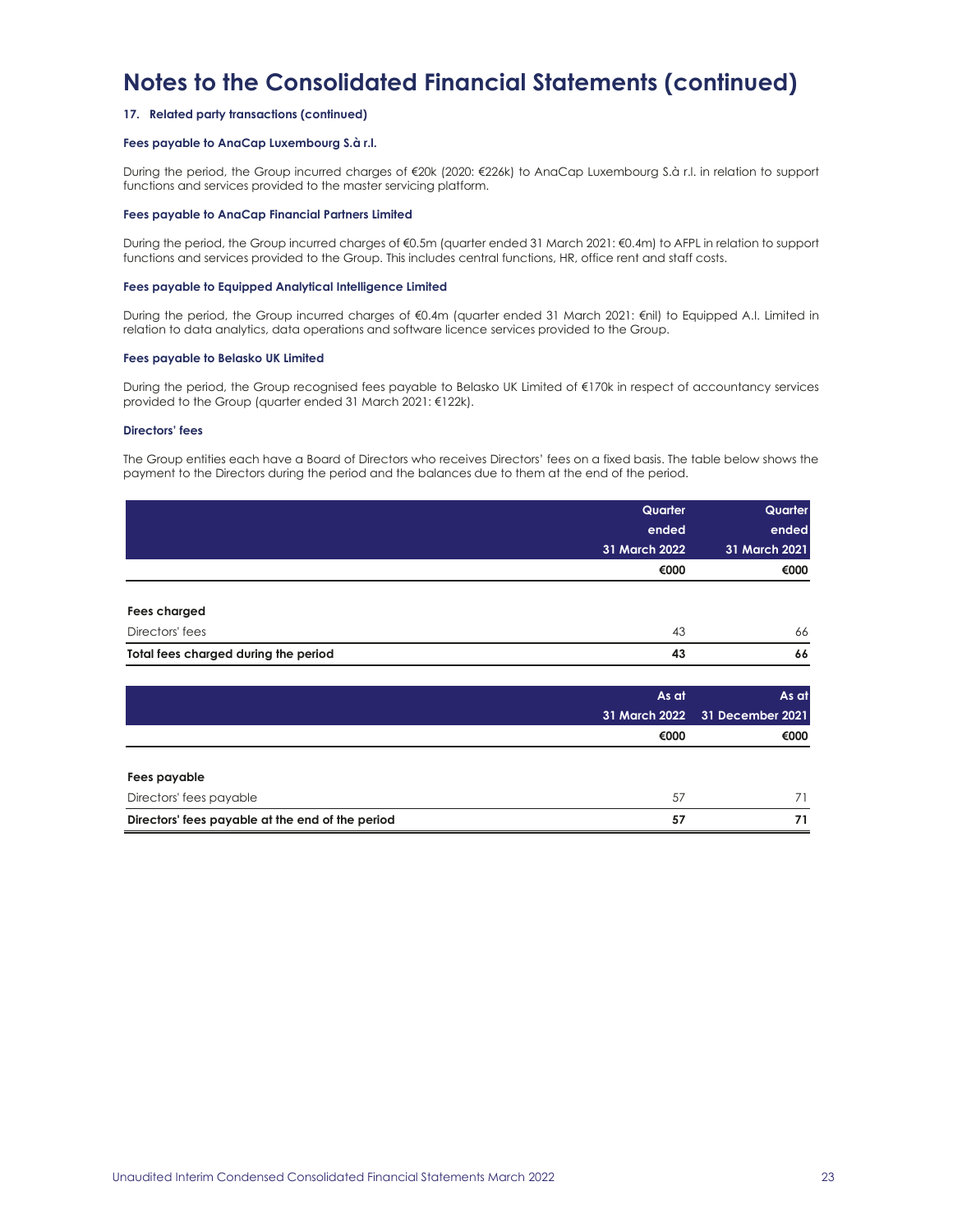# Notes to the Consolidated Financial Statements (continued)

**17. Related party transactions (continued)**

**Fees payable to AnaCap Luxembourg S.à r.l.**

During the period, the Group incurred charges of €20k (2020: €226k) to AnaCap Luxembourg S.à r.l. in relation to support functions and services provided to the master servicing platform.

**Fees payable to AnaCap Financial Partners Limited**

During the period, the Group incurred charges of €0.5m (quarter ended 31 March 2021: €0.4m) to AFPL in relation to support functions and services provided to the Group. This includes central functions, HR, office rent and staff costs.

**Fees payable to Equipped Analytical Intelligence Limited**

During the period, the Group incurred charges of €0.4m (quarter ended 31 March 2021: €nil) to Equipped A.I. Limited in relation to data analytics, data operations and software licence services provided to the Group.

**Fees payable to Belasko UK Limited**

During the period, the Group recognised fees payable to Belasko UK Limited of €170k in respect of accountancy services provided to the Group (quarter ended 31 March 2021: €122k).

**Directors' fees**

The Group entities each have a Board of Directors who receives Directors' fees on a fixed basis. The table below shows the payment to the Directors during the period and the balances due to them at the end of the period.

| | Quarter ended 31 March 2022 | Quarter ended 31 March 2021 |
|---|---|---|
| | €000 | €000 |
| **Fees charged** | | |
| Directors' fees | 43 | 66 |
| **Total fees charged during the period** | **43** | **66** |

| | As at 31 March 2022 | As at 31 December 2021 |
|---|---|---|
| | €000 | €000 |
| **Fees payable** | | |
| Directors' fees payable | 57 | 71 |
| **Directors' fees payable at the end of the period** | **57** | **71** |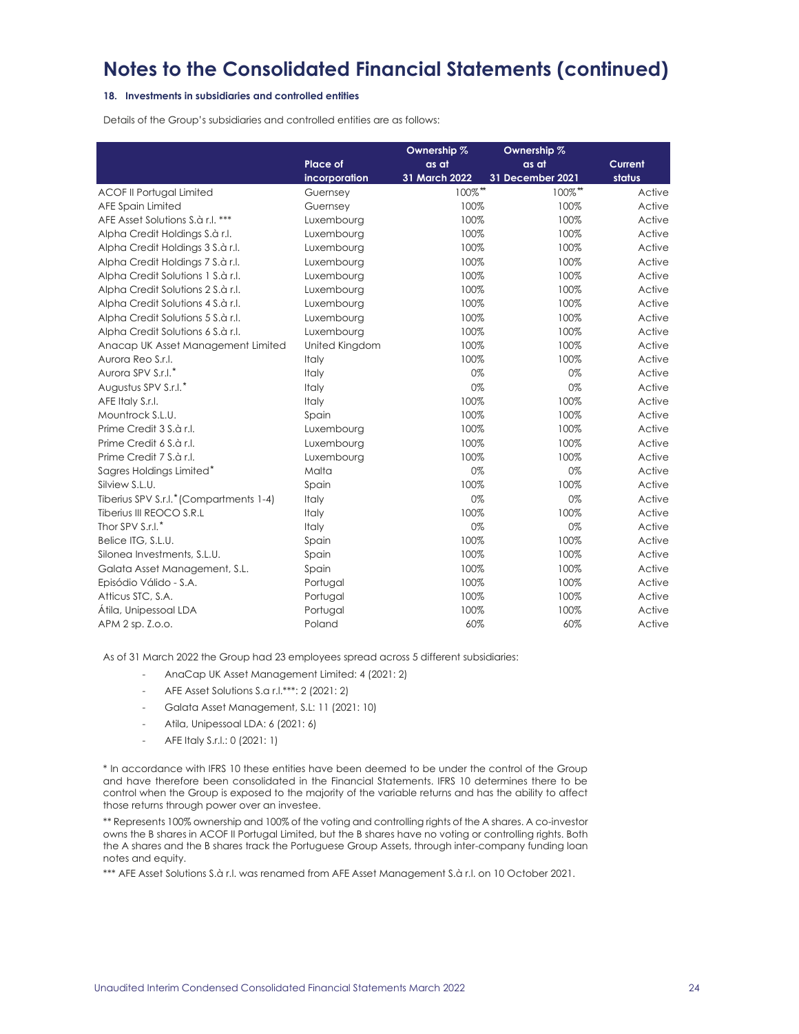# Notes to the Consolidated Financial Statements (continued)

### 18. Investments in subsidiaries and controlled entities

Details of the Group's subsidiaries and controlled entities are as follows:

| | Place of incorporation | Ownership % as at 31 March 2022 | Ownership % as at 31 December 2021 | Current status |
|---|---|---|---|---|
| ACOF II Portugal Limited | Guernsey | 100%** | 100%** | Active |
| AFE Spain Limited | Guernsey | 100% | 100% | Active |
| AFE Asset Solutions S.à r.l. *** | Luxembourg | 100% | 100% | Active |
| Alpha Credit Holdings S.à r.l. | Luxembourg | 100% | 100% | Active |
| Alpha Credit Holdings 3 S.à r.l. | Luxembourg | 100% | 100% | Active |
| Alpha Credit Holdings 7 S.à r.l. | Luxembourg | 100% | 100% | Active |
| Alpha Credit Solutions 1 S.à r.l. | Luxembourg | 100% | 100% | Active |
| Alpha Credit Solutions 2 S.à r.l. | Luxembourg | 100% | 100% | Active |
| Alpha Credit Solutions 4 S.à r.l. | Luxembourg | 100% | 100% | Active |
| Alpha Credit Solutions 5 S.à r.l. | Luxembourg | 100% | 100% | Active |
| Alpha Credit Solutions 6 S.à r.l. | Luxembourg | 100% | 100% | Active |
| Anacap UK Asset Management Limited | United Kingdom | 100% | 100% | Active |
| Aurora Reo S.r.l. | Italy | 100% | 100% | Active |
| Aurora SPV S.r.l.* | Italy | 0% | 0% | Active |
| Augustus SPV S.r.l.* | Italy | 0% | 0% | Active |
| AFE Italy S.r.l. | Italy | 100% | 100% | Active |
| Mountrock S.L.U. | Spain | 100% | 100% | Active |
| Prime Credit 3 S.à r.l. | Luxembourg | 100% | 100% | Active |
| Prime Credit 6 S.à r.l. | Luxembourg | 100% | 100% | Active |
| Prime Credit 7 S.à r.l. | Luxembourg | 100% | 100% | Active |
| Sagres Holdings Limited* | Malta | 0% | 0% | Active |
| Silview S.L.U. | Spain | 100% | 100% | Active |
| Tiberius SPV S.r.l.* (Compartments 1-4) | Italy | 0% | 0% | Active |
| Tiberius III REOCO S.R.L | Italy | 100% | 100% | Active |
| Thor SPV S.r.l.* | Italy | 0% | 0% | Active |
| Belice ITG, S.L.U. | Spain | 100% | 100% | Active |
| Silonea Investments, S.L.U. | Spain | 100% | 100% | Active |
| Galata Asset Management, S.L. | Spain | 100% | 100% | Active |
| Episódio Válido - S.A. | Portugal | 100% | 100% | Active |
| Atticus STC, S.A. | Portugal | 100% | 100% | Active |
| Átila, Unipessoal LDA | Portugal | 100% | 100% | Active |
| APM 2 sp. Z.o.o. | Poland | 60% | 60% | Active |

As of 31 March 2022 the Group had 23 employees spread across 5 different subsidiaries:

- AnaCap UK Asset Management Limited: 4 (2021: 2)
- AFE Asset Solutions S.a r.l.***: 2 (2021: 2)
- Galata Asset Management, S.L: 11 (2021: 10)
- Atila, Unipessoal LDA: 6 (2021: 6)
- AFE Italy S.r.l.: 0 (2021: 1)

* In accordance with IFRS 10 these entities have been deemed to be under the control of the Group and have therefore been consolidated in the Financial Statements. IFRS 10 determines there to be control when the Group is exposed to the majority of the variable returns and has the ability to affect those returns through power over an investee.

** Represents 100% ownership and 100% of the voting and controlling rights of the A shares. A co-investor owns the B shares in ACOF II Portugal Limited, but the B shares have no voting or controlling rights. Both the A shares and the B shares track the Portuguese Group Assets, through inter-company funding loan notes and equity.

*** AFE Asset Solutions S.à r.l. was renamed from AFE Asset Management S.à r.l. on 10 October 2021.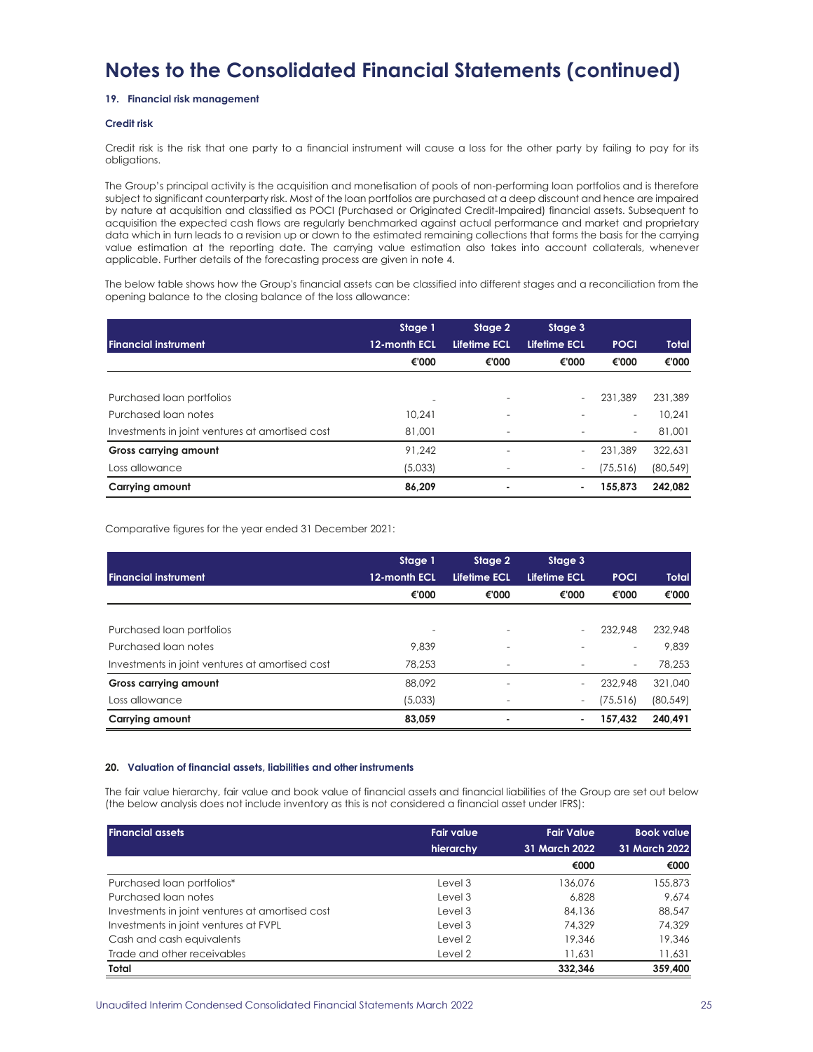# Notes to the Consolidated Financial Statements (continued)

### 19. Financial risk management

#### Credit risk

Credit risk is the risk that one party to a financial instrument will cause a loss for the other party by failing to pay for its obligations.

The Group's principal activity is the acquisition and monetisation of pools of non-performing loan portfolios and is therefore subject to significant counterparty risk. Most of the loan portfolios are purchased at a deep discount and hence are impaired by nature at acquisition and classified as POCI (Purchased or Originated Credit-Impaired) financial assets. Subsequent to acquisition the expected cash flows are regularly benchmarked against actual performance and market and proprietary data which in turn leads to a revision up or down to the estimated remaining collections that forms the basis for the carrying value estimation at the reporting date. The carrying value estimation also takes into account collaterals, whenever applicable. Further details of the forecasting process are given in note 4.

The below table shows how the Group's financial assets can be classified into different stages and a reconciliation from the opening balance to the closing balance of the loss allowance:

| Financial instrument | Stage 1 12-month ECL | Stage 2 Lifetime ECL | Stage 3 Lifetime ECL | POCI | Total |
|---|---|---|---|---|---|
| | €'000 | €'000 | €'000 | €'000 | €'000 |
| Purchased loan portfolios | - | - | - | 231,389 | 231,389 |
| Purchased loan notes | 10,241 | - | - | - | 10,241 |
| Investments in joint ventures at amortised cost | 81,001 | - | - | - | 81,001 |
| **Gross carrying amount** | 91,242 | - | - | 231,389 | 322,631 |
| Loss allowance | (5,033) | - | - | (75,516) | (80,549) |
| **Carrying amount** | **86,209** | **-** | **-** | **155,873** | **242,082** |

Comparative figures for the year ended 31 December 2021:

| Financial instrument | Stage 1 12-month ECL | Stage 2 Lifetime ECL | Stage 3 Lifetime ECL | POCI | Total |
|---|---|---|---|---|---|
| | €'000 | €'000 | €'000 | €'000 | €'000 |
| Purchased loan portfolios | - | - | - | 232,948 | 232,948 |
| Purchased loan notes | 9,839 | - | - | - | 9,839 |
| Investments in joint ventures at amortised cost | 78,253 | - | - | - | 78,253 |
| **Gross carrying amount** | 88,092 | - | - | 232,948 | 321,040 |
| Loss allowance | (5,033) | - | - | (75,516) | (80,549) |
| **Carrying amount** | **83,059** | **-** | **-** | **157,432** | **240,491** |

### 20. Valuation of financial assets, liabilities and other instruments

The fair value hierarchy, fair value and book value of financial assets and financial liabilities of the Group are set out below (the below analysis does not include inventory as this is not considered a financial asset under IFRS):

| Financial assets | Fair value hierarchy | Fair Value 31 March 2022 | Book value 31 March 2022 |
|---|---|---|---|
| | | €000 | €000 |
| Purchased loan portfolios* | Level 3 | 136,076 | 155,873 |
| Purchased loan notes | Level 3 | 6,828 | 9,674 |
| Investments in joint ventures at amortised cost | Level 3 | 84,136 | 88,547 |
| Investments in joint ventures at FVPL | Level 3 | 74,329 | 74,329 |
| Cash and cash equivalents | Level 2 | 19,346 | 19,346 |
| Trade and other receivables | Level 2 | 11,631 | 11,631 |
| **Total** | | **332,346** | **359,400** |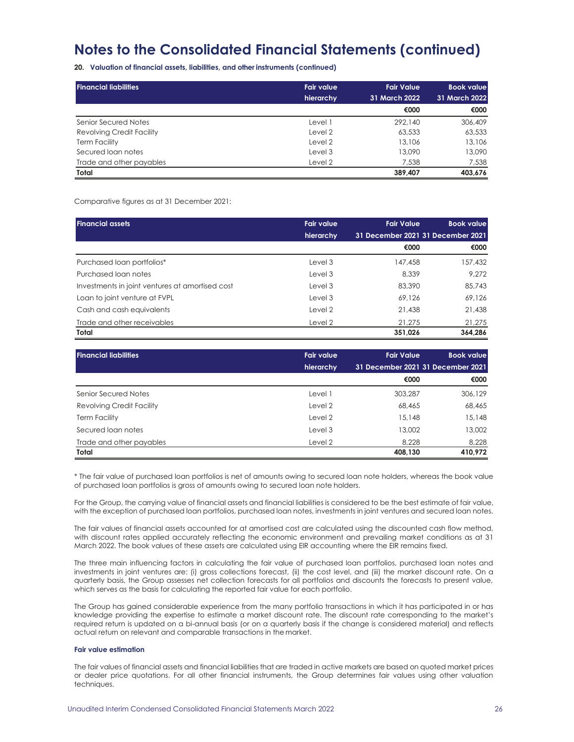# Notes to the Consolidated Financial Statements (continued)

**20. Valuation of financial assets, liabilities, and other instruments (continued)**

| Financial liabilities | Fair value hierarchy | Fair Value 31 March 2022 | Book value 31 March 2022 |
|---|---|---|---|
| | | €000 | €000 |
| Senior Secured Notes | Level 1 | 292,140 | 306,409 |
| Revolving Credit Facility | Level 2 | 63,533 | 63,533 |
| Term Facility | Level 2 | 13,106 | 13,106 |
| Secured loan notes | Level 3 | 13,090 | 13,090 |
| Trade and other payables | Level 2 | 7,538 | 7,538 |
| **Total** | | **389,407** | **403,676** |

Comparative figures as at 31 December 2021:

| Financial assets | Fair value hierarchy | Fair Value 31 December 2021 | Book value 31 December 2021 |
|---|---|---|---|
| | | €000 | €000 |
| Purchased loan portfolios* | Level 3 | 147,458 | 157,432 |
| Purchased loan notes | Level 3 | 8,339 | 9,272 |
| Investments in joint ventures at amortised cost | Level 3 | 83,390 | 85,743 |
| Loan to joint venture at FVPL | Level 3 | 69,126 | 69,126 |
| Cash and cash equivalents | Level 2 | 21,438 | 21,438 |
| Trade and other receivables | Level 2 | 21,275 | 21,275 |
| **Total** | | **351,026** | **364,286** |

| Financial liabilities | Fair value hierarchy | Fair Value 31 December 2021 | Book value 31 December 2021 |
|---|---|---|---|
| | | €000 | €000 |
| Senior Secured Notes | Level 1 | 303,287 | 306,129 |
| Revolving Credit Facility | Level 2 | 68,465 | 68,465 |
| Term Facility | Level 2 | 15,148 | 15,148 |
| Secured loan notes | Level 3 | 13,002 | 13,002 |
| Trade and other payables | Level 2 | 8,228 | 8,228 |
| **Total** | | **408,130** | **410,972** |

* The fair value of purchased loan portfolios is net of amounts owing to secured loan note holders, whereas the book value of purchased loan portfolios is gross of amounts owing to secured loan note holders.

For the Group, the carrying value of financial assets and financial liabilities is considered to be the best estimate of fair value, with the exception of purchased loan portfolios, purchased loan notes, investments in joint ventures and secured loan notes.

The fair values of financial assets accounted for at amortised cost are calculated using the discounted cash flow method, with discount rates applied accurately reflecting the economic environment and prevailing market conditions as at 31 March 2022. The book values of these assets are calculated using EIR accounting where the EIR remains fixed.

The three main influencing factors in calculating the fair value of purchased loan portfolios, purchased loan notes and investments in joint ventures are: (i) gross collections forecast, (ii) the cost level, and (iii) the market discount rate. On a quarterly basis, the Group assesses net collection forecasts for all portfolios and discounts the forecasts to present value, which serves as the basis for calculating the reported fair value for each portfolio.

The Group has gained considerable experience from the many portfolio transactions in which it has participated in or has knowledge providing the expertise to estimate a market discount rate. The discount rate corresponding to the market's required return is updated on a bi-annual basis (or on a quarterly basis if the change is considered material) and reflects actual return on relevant and comparable transactions in the market.

**Fair value estimation**

The fair values of financial assets and financial liabilities that are traded in active markets are based on quoted market prices or dealer price quotations. For all other financial instruments, the Group determines fair values using other valuation techniques.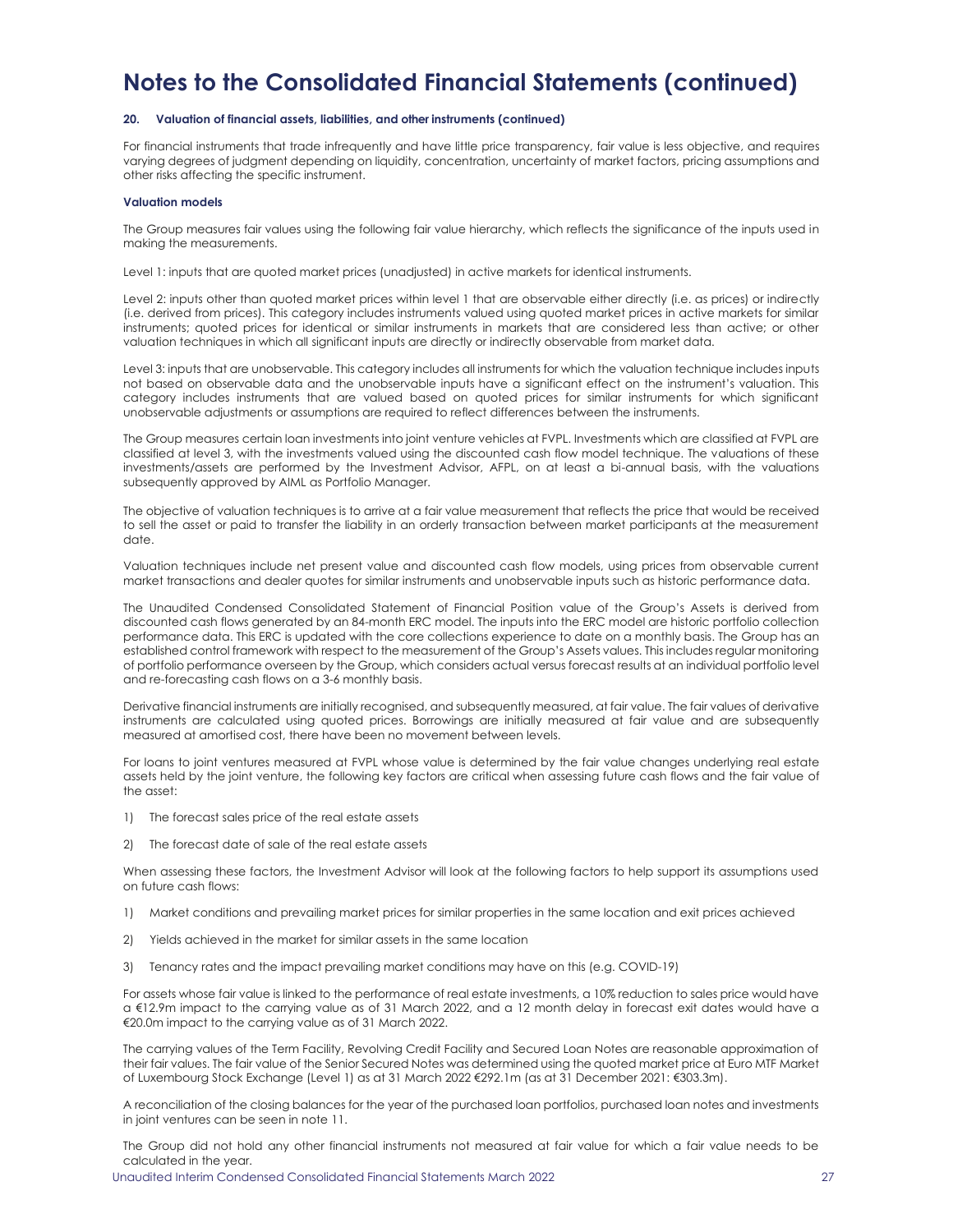# Notes to the Consolidated Financial Statements (continued)

**20. Valuation of financial assets, liabilities, and other instruments (continued)**

For financial instruments that trade infrequently and have little price transparency, fair value is less objective, and requires varying degrees of judgment depending on liquidity, concentration, uncertainty of market factors, pricing assumptions and other risks affecting the specific instrument.

**Valuation models**

The Group measures fair values using the following fair value hierarchy, which reflects the significance of the inputs used in making the measurements.

Level 1: inputs that are quoted market prices (unadjusted) in active markets for identical instruments.

Level 2: inputs other than quoted market prices within level 1 that are observable either directly (i.e. as prices) or indirectly (i.e. derived from prices). This category includes instruments valued using quoted market prices in active markets for similar instruments; quoted prices for identical or similar instruments in markets that are considered less than active; or other valuation techniques in which all significant inputs are directly or indirectly observable from market data.

Level 3: inputs that are unobservable. This category includes all instruments for which the valuation technique includes inputs not based on observable data and the unobservable inputs have a significant effect on the instrument's valuation. This category includes instruments that are valued based on quoted prices for similar instruments for which significant unobservable adjustments or assumptions are required to reflect differences between the instruments.

The Group measures certain loan investments into joint venture vehicles at FVPL. Investments which are classified at FVPL are classified at level 3, with the investments valued using the discounted cash flow model technique. The valuations of these investments/assets are performed by the Investment Advisor, AFPL, on at least a bi-annual basis, with the valuations subsequently approved by AIML as Portfolio Manager.

The objective of valuation techniques is to arrive at a fair value measurement that reflects the price that would be received to sell the asset or paid to transfer the liability in an orderly transaction between market participants at the measurement date.

Valuation techniques include net present value and discounted cash flow models, using prices from observable current market transactions and dealer quotes for similar instruments and unobservable inputs such as historic performance data.

The Unaudited Condensed Consolidated Statement of Financial Position value of the Group's Assets is derived from discounted cash flows generated by an 84-month ERC model. The inputs into the ERC model are historic portfolio collection performance data. This ERC is updated with the core collections experience to date on a monthly basis. The Group has an established control framework with respect to the measurement of the Group's Assets values. This includes regular monitoring of portfolio performance overseen by the Group, which considers actual versus forecast results at an individual portfolio level and re-forecasting cash flows on a 3-6 monthly basis.

Derivative financial instruments are initially recognised, and subsequently measured, at fair value. The fair values of derivative instruments are calculated using quoted prices. Borrowings are initially measured at fair value and are subsequently measured at amortised cost, there have been no movement between levels.

For loans to joint ventures measured at FVPL whose value is determined by the fair value changes underlying real estate assets held by the joint venture, the following key factors are critical when assessing future cash flows and the fair value of the asset:

1) The forecast sales price of the real estate assets
2) The forecast date of sale of the real estate assets

When assessing these factors, the Investment Advisor will look at the following factors to help support its assumptions used on future cash flows:

1) Market conditions and prevailing market prices for similar properties in the same location and exit prices achieved
2) Yields achieved in the market for similar assets in the same location
3) Tenancy rates and the impact prevailing market conditions may have on this (e.g. COVID-19)

For assets whose fair value is linked to the performance of real estate investments, a 10% reduction to sales price would have a €12.9m impact to the carrying value as of 31 March 2022, and a 12 month delay in forecast exit dates would have a €20.0m impact to the carrying value as of 31 March 2022.

The carrying values of the Term Facility, Revolving Credit Facility and Secured Loan Notes are reasonable approximation of their fair values. The fair value of the Senior Secured Notes was determined using the quoted market price at Euro MTF Market of Luxembourg Stock Exchange (Level 1) as at 31 March 2022 €292.1m (as at 31 December 2021: €303.3m).

A reconciliation of the closing balances for the year of the purchased loan portfolios, purchased loan notes and investments in joint ventures can be seen in note 11.

The Group did not hold any other financial instruments not measured at fair value for which a fair value needs to be calculated in the year.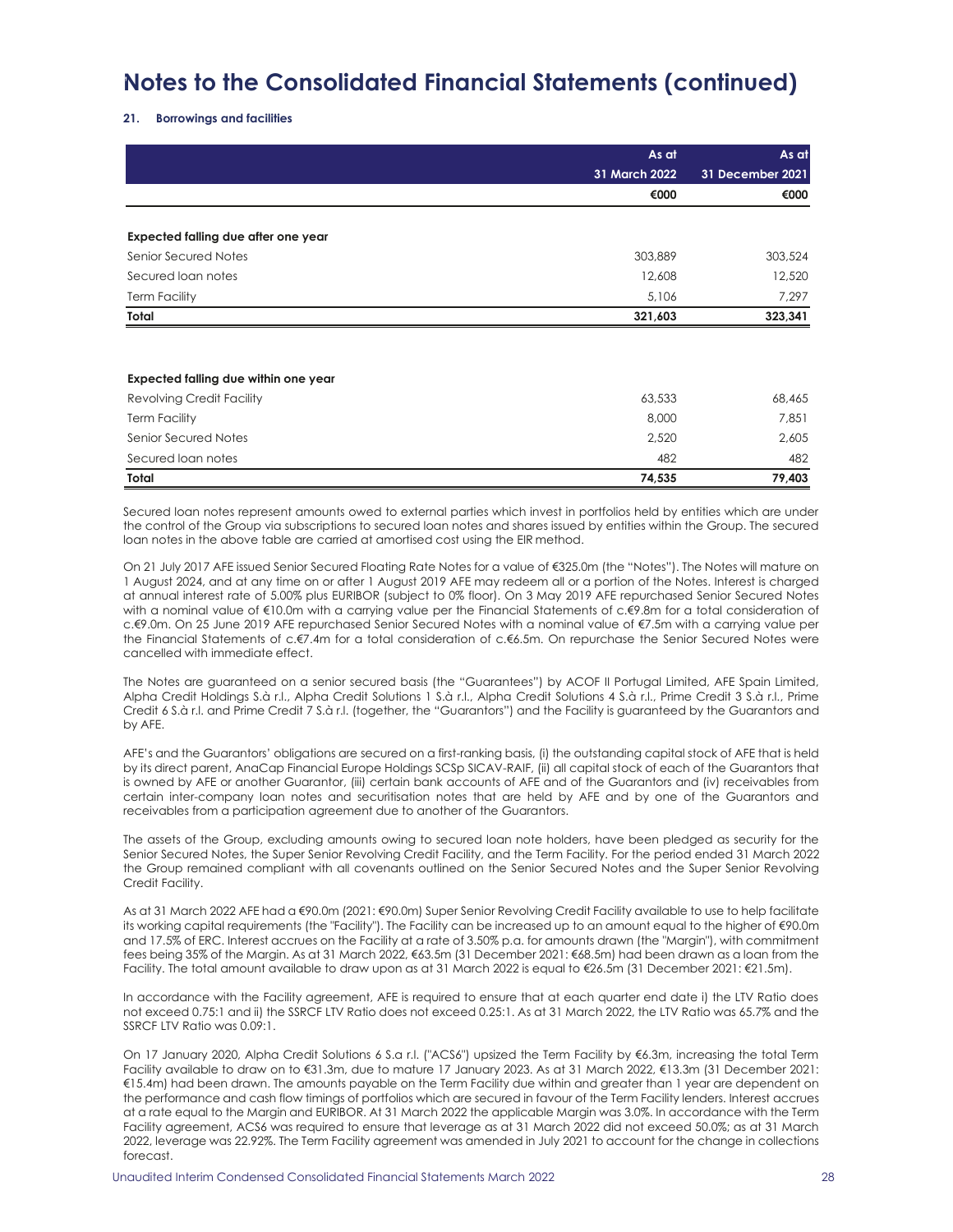# Notes to the Consolidated Financial Statements (continued)

### 21. Borrowings and facilities

| | As at 31 March 2022 | As at 31 December 2021 |
|---|---|---|
| | €000 | €000 |
| **Expected falling due after one year** | | |
| Senior Secured Notes | 303,889 | 303,524 |
| Secured loan notes | 12,608 | 12,520 |
| Term Facility | 5,106 | 7,297 |
| **Total** | **321,603** | **323,341** |
| | | |
| **Expected falling due within one year** | | |
| Revolving Credit Facility | 63,533 | 68,465 |
| Term Facility | 8,000 | 7,851 |
| Senior Secured Notes | 2,520 | 2,605 |
| Secured loan notes | 482 | 482 |
| **Total** | **74,535** | **79,403** |

Secured loan notes represent amounts owed to external parties which invest in portfolios held by entities which are under the control of the Group via subscriptions to secured loan notes and shares issued by entities within the Group. The secured loan notes in the above table are carried at amortised cost using the EIR method.

On 21 July 2017 AFE issued Senior Secured Floating Rate Notes for a value of €325.0m (the "Notes"). The Notes will mature on 1 August 2024, and at any time on or after 1 August 2019 AFE may redeem all or a portion of the Notes. Interest is charged at annual interest rate of 5.00% plus EURIBOR (subject to 0% floor). On 3 May 2019 AFE repurchased Senior Secured Notes with a nominal value of €10.0m with a carrying value per the Financial Statements of c.€9.8m for a total consideration of c.€9.0m. On 25 June 2019 AFE repurchased Senior Secured Notes with a nominal value of €7.5m with a carrying value per the Financial Statements of c.€7.4m for a total consideration of c.€6.5m. On repurchase the Senior Secured Notes were cancelled with immediate effect.

The Notes are guaranteed on a senior secured basis (the "Guarantees") by ACOF II Portugal Limited, AFE Spain Limited, Alpha Credit Holdings S.à r.l., Alpha Credit Solutions 1 S.à r.l., Alpha Credit Solutions 4 S.à r.l., Prime Credit 3 S.à r.l., Prime Credit 6 S.à r.l. and Prime Credit 7 S.à r.l. (together, the "Guarantors") and the Facility is guaranteed by the Guarantors and by AFE.

AFE's and the Guarantors' obligations are secured on a first-ranking basis, (i) the outstanding capital stock of AFE that is held by its direct parent, AnaCap Financial Europe Holdings SCSp SICAV-RAIF, (ii) all capital stock of each of the Guarantors that is owned by AFE or another Guarantor, (iii) certain bank accounts of AFE and of the Guarantors and (iv) receivables from certain inter-company loan notes and securitisation notes that are held by AFE and by one of the Guarantors and receivables from a participation agreement due to another of the Guarantors.

The assets of the Group, excluding amounts owing to secured loan note holders, have been pledged as security for the Senior Secured Notes, the Super Senior Revolving Credit Facility, and the Term Facility. For the period ended 31 March 2022 the Group remained compliant with all covenants outlined on the Senior Secured Notes and the Super Senior Revolving Credit Facility.

As at 31 March 2022 AFE had a €90.0m (2021: €90.0m) Super Senior Revolving Credit Facility available to use to help facilitate its working capital requirements (the "Facility"). The Facility can be increased up to an amount equal to the higher of €90.0m and 17.5% of ERC. Interest accrues on the Facility at a rate of 3.50% p.a. for amounts drawn (the "Margin"), with commitment fees being 35% of the Margin. As at 31 March 2022, €63.5m (31 December 2021: €68.5m) had been drawn as a loan from the Facility. The total amount available to draw upon as at 31 March 2022 is equal to €26.5m (31 December 2021: €21.5m).

In accordance with the Facility agreement, AFE is required to ensure that at each quarter end date i) the LTV Ratio does not exceed 0.75:1 and ii) the SSRCF LTV Ratio does not exceed 0.25:1. As at 31 March 2022, the LTV Ratio was 65.7% and the SSRCF LTV Ratio was 0.09:1.

On 17 January 2020, Alpha Credit Solutions 6 S.a r.l. ("ACS6") upsized the Term Facility by €6.3m, increasing the total Term Facility available to draw on to €31.3m, due to mature 17 January 2023. As at 31 March 2022, €13.3m (31 December 2021: €15.4m) had been drawn. The amounts payable on the Term Facility due within and greater than 1 year are dependent on the performance and cash flow timings of portfolios which are secured in favour of the Term Facility lenders. Interest accrues at a rate equal to the Margin and EURIBOR. At 31 March 2022 the applicable Margin was 3.0%. In accordance with the Term Facility agreement, ACS6 was required to ensure that leverage as at 31 March 2022 did not exceed 50.0%; as at 31 March 2022, leverage was 22.92%. The Term Facility agreement was amended in July 2021 to account for the change in collections forecast.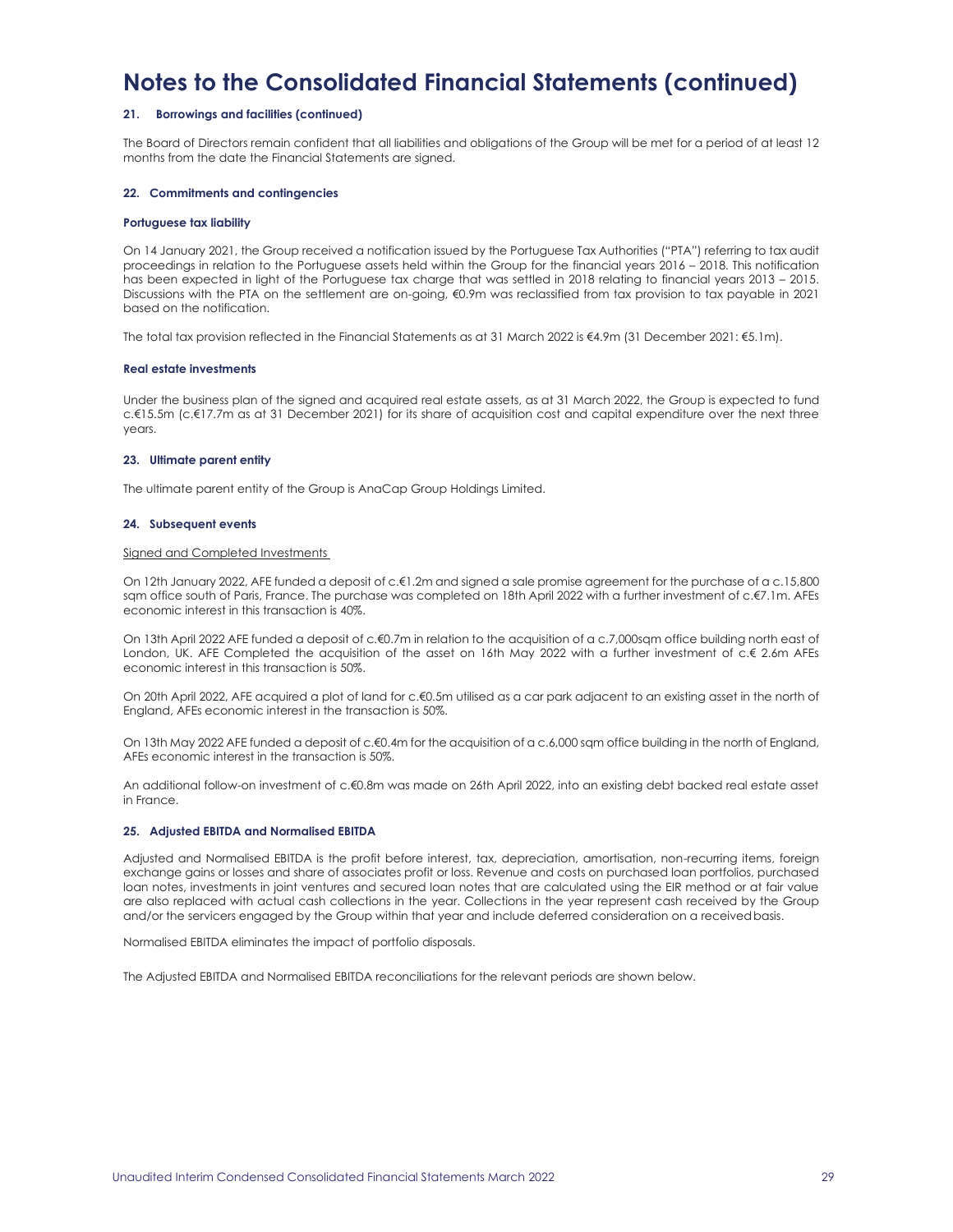# Notes to the Consolidated Financial Statements (continued)

### 21. Borrowings and facilities (continued)

The Board of Directors remain confident that all liabilities and obligations of the Group will be met for a period of at least 12 months from the date the Financial Statements are signed.

### 22. Commitments and contingencies

**Portuguese tax liability**

On 14 January 2021, the Group received a notification issued by the Portuguese Tax Authorities ("PTA") referring to tax audit proceedings in relation to the Portuguese assets held within the Group for the financial years 2016 – 2018. This notification has been expected in light of the Portuguese tax charge that was settled in 2018 relating to financial years 2013 – 2015. Discussions with the PTA on the settlement are on-going, €0.9m was reclassified from tax provision to tax payable in 2021 based on the notification.

The total tax provision reflected in the Financial Statements as at 31 March 2022 is €4.9m (31 December 2021: €5.1m).

**Real estate investments**

Under the business plan of the signed and acquired real estate assets, as at 31 March 2022, the Group is expected to fund c.€15.5m (c.€17.7m as at 31 December 2021) for its share of acquisition cost and capital expenditure over the next three years.

### 23. Ultimate parent entity

The ultimate parent entity of the Group is AnaCap Group Holdings Limited.

### 24. Subsequent events

Signed and Completed Investments

On 12th January 2022, AFE funded a deposit of c.€1.2m and signed a sale promise agreement for the purchase of a c.15,800 sqm office south of Paris, France. The purchase was completed on 18th April 2022 with a further investment of c.€7.1m. AFEs economic interest in this transaction is 40%.

On 13th April 2022 AFE funded a deposit of c.€0.7m in relation to the acquisition of a c.7,000sqm office building north east of London, UK. AFE Completed the acquisition of the asset on 16th May 2022 with a further investment of c.€ 2.6m AFEs economic interest in this transaction is 50%.

On 20th April 2022, AFE acquired a plot of land for c.€0.5m utilised as a car park adjacent to an existing asset in the north of England, AFEs economic interest in the transaction is 50%.

On 13th May 2022 AFE funded a deposit of c.€0.4m for the acquisition of a c.6,000 sqm office building in the north of England, AFEs economic interest in the transaction is 50%.

An additional follow-on investment of c.€0.8m was made on 26th April 2022, into an existing debt backed real estate asset in France.

### 25. Adjusted EBITDA and Normalised EBITDA

Adjusted and Normalised EBITDA is the profit before interest, tax, depreciation, amortisation, non-recurring items, foreign exchange gains or losses and share of associates profit or loss. Revenue and costs on purchased loan portfolios, purchased loan notes, investments in joint ventures and secured loan notes that are calculated using the EIR method or at fair value are also replaced with actual cash collections in the year. Collections in the year represent cash received by the Group and/or the servicers engaged by the Group within that year and include deferred consideration on a received basis.

Normalised EBITDA eliminates the impact of portfolio disposals.

The Adjusted EBITDA and Normalised EBITDA reconciliations for the relevant periods are shown below.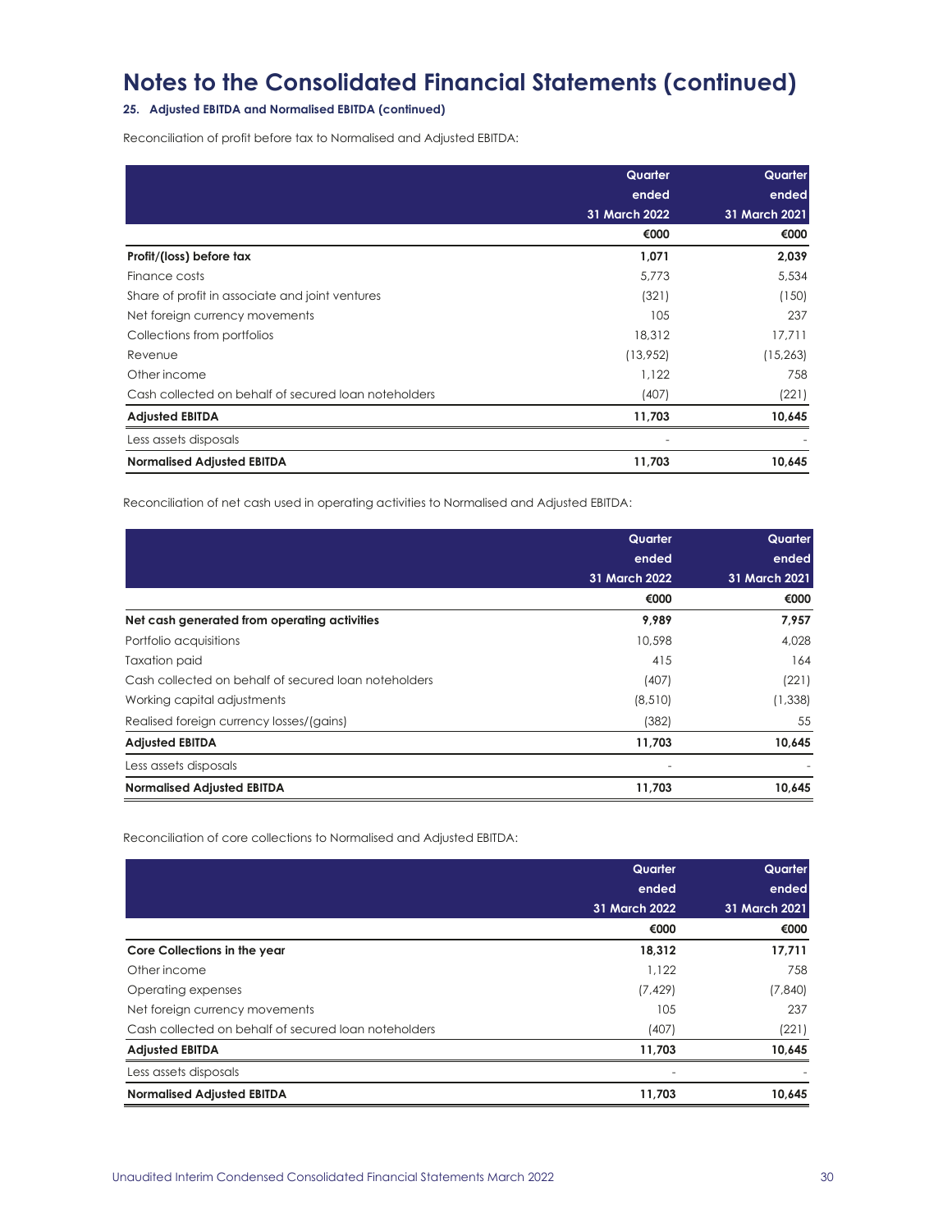# Notes to the Consolidated Financial Statements (continued)

**25. Adjusted EBITDA and Normalised EBITDA (continued)**

Reconciliation of profit before tax to Normalised and Adjusted EBITDA:

| | Quarter ended 31 March 2022 | Quarter ended 31 March 2021 |
|---|---|---|
| | €000 | €000 |
| **Profit/(loss) before tax** | **1,071** | **2,039** |
| Finance costs | 5,773 | 5,534 |
| Share of profit in associate and joint ventures | (321) | (150) |
| Net foreign currency movements | 105 | 237 |
| Collections from portfolios | 18,312 | 17,711 |
| Revenue | (13,952) | (15,263) |
| Other income | 1,122 | 758 |
| Cash collected on behalf of secured loan noteholders | (407) | (221) |
| **Adjusted EBITDA** | **11,703** | **10,645** |
| Less assets disposals | - | - |
| **Normalised Adjusted EBITDA** | **11,703** | **10,645** |

Reconciliation of net cash used in operating activities to Normalised and Adjusted EBITDA:

| | Quarter ended 31 March 2022 | Quarter ended 31 March 2021 |
|---|---|---|
| | €000 | €000 |
| **Net cash generated from operating activities** | **9,989** | **7,957** |
| Portfolio acquisitions | 10,598 | 4,028 |
| Taxation paid | 415 | 164 |
| Cash collected on behalf of secured loan noteholders | (407) | (221) |
| Working capital adjustments | (8,510) | (1,338) |
| Realised foreign currency losses/(gains) | (382) | 55 |
| **Adjusted EBITDA** | **11,703** | **10,645** |
| Less assets disposals | - | - |
| **Normalised Adjusted EBITDA** | **11,703** | **10,645** |

Reconciliation of core collections to Normalised and Adjusted EBITDA:

| | Quarter ended 31 March 2022 | Quarter ended 31 March 2021 |
|---|---|---|
| | €000 | €000 |
| **Core Collections in the year** | **18,312** | **17,711** |
| Other income | 1,122 | 758 |
| Operating expenses | (7,429) | (7,840) |
| Net foreign currency movements | 105 | 237 |
| Cash collected on behalf of secured loan noteholders | (407) | (221) |
| **Adjusted EBITDA** | **11,703** | **10,645** |
| Less assets disposals | - | - |
| **Normalised Adjusted EBITDA** | **11,703** | **10,645** |